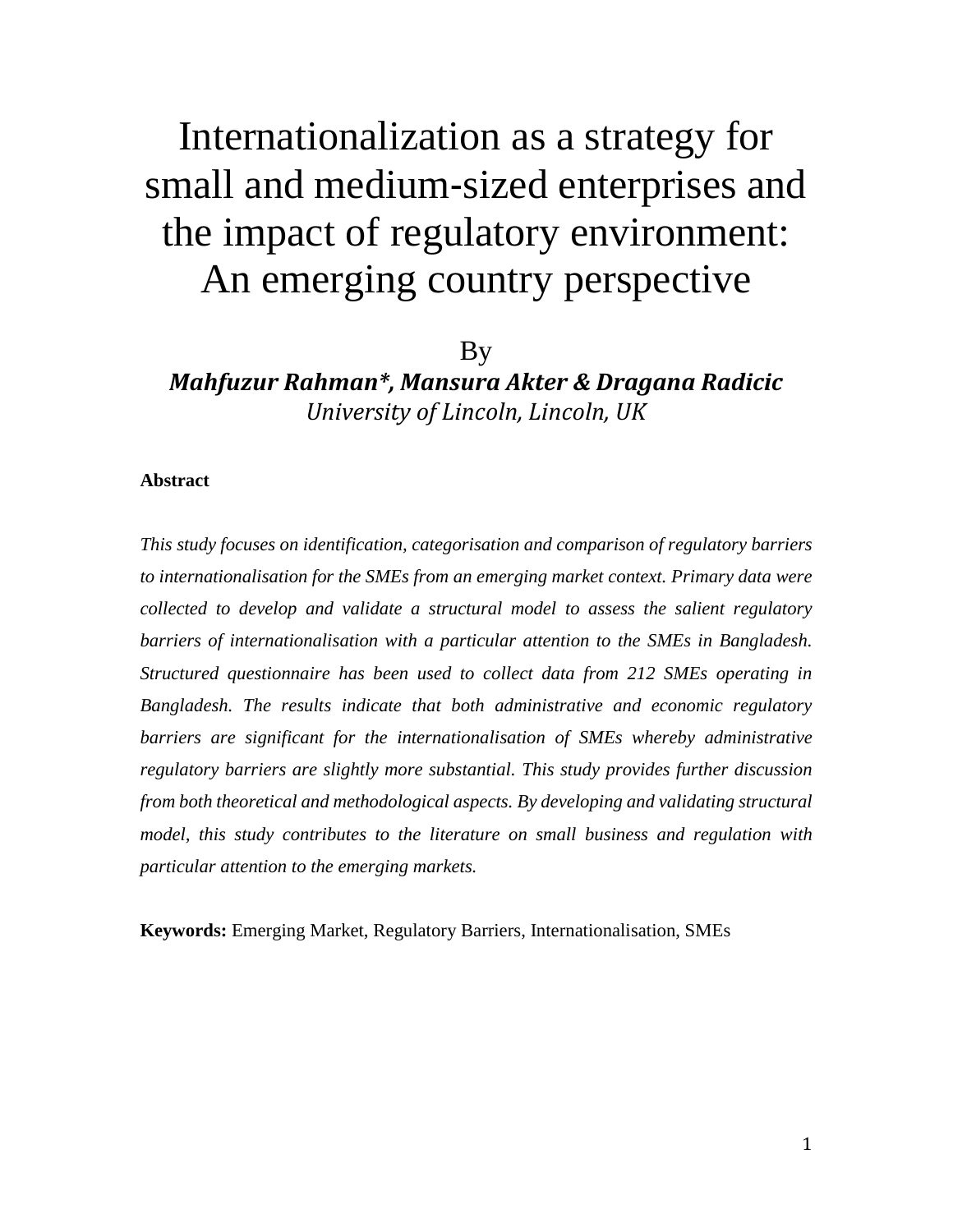# Internationalization as a strategy for small and medium-sized enterprises and the impact of regulatory environment: An emerging country perspective

By

***Mahfuzur Rahman\*, Mansura Akter & Dragana Radicic***

*University of Lincoln, Lincoln, UK*

**Abstract**

*This study focuses on identification, categorisation and comparison of regulatory barriers to internationalisation for the SMEs from an emerging market context. Primary data were collected to develop and validate a structural model to assess the salient regulatory barriers of internationalisation with a particular attention to the SMEs in Bangladesh. Structured questionnaire has been used to collect data from 212 SMEs operating in Bangladesh. The results indicate that both administrative and economic regulatory barriers are significant for the internationalisation of SMEs whereby administrative regulatory barriers are slightly more substantial. This study provides further discussion from both theoretical and methodological aspects. By developing and validating structural model, this study contributes to the literature on small business and regulation with particular attention to the emerging markets.*

**Keywords:** Emerging Market, Regulatory Barriers, Internationalisation, SMEs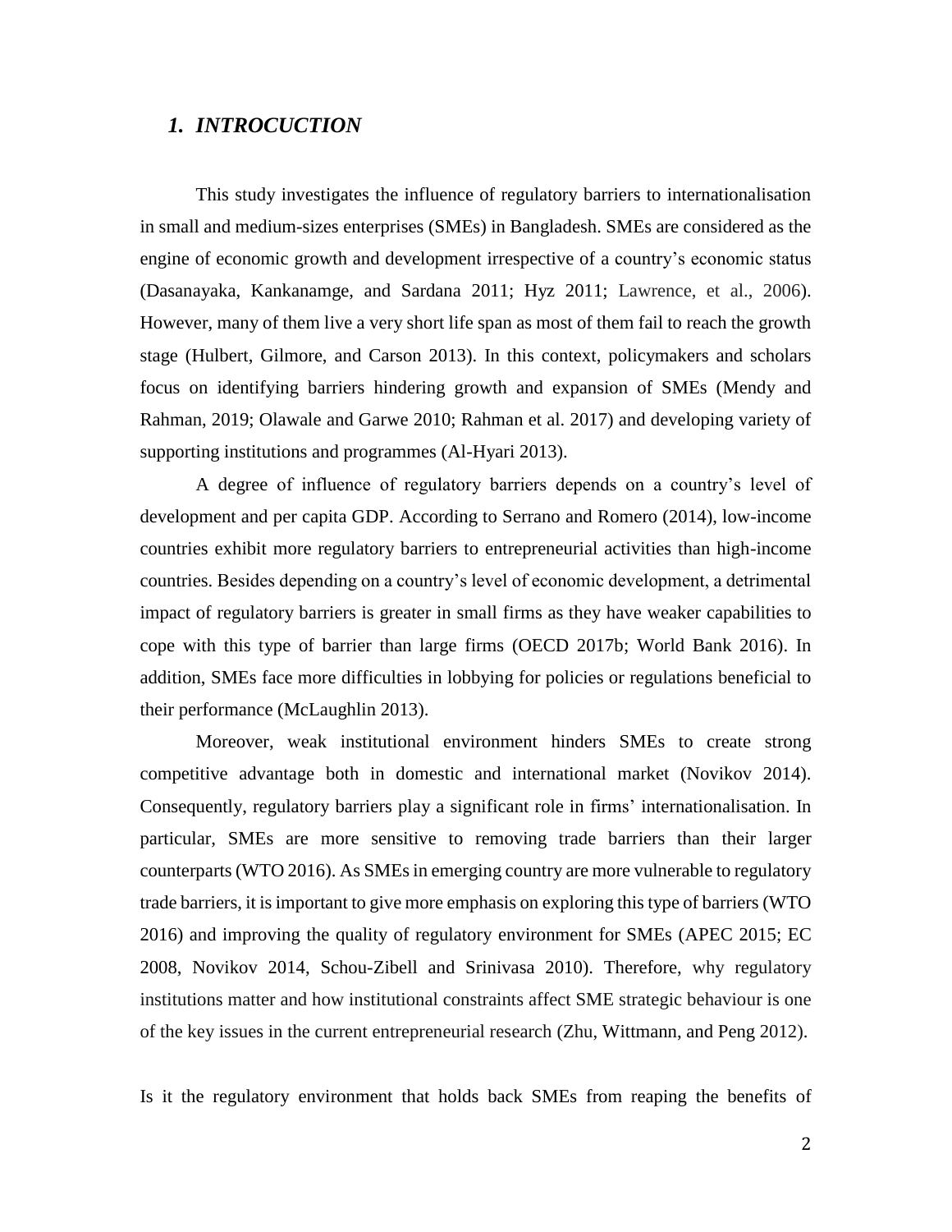## *1. INTROCUCTION*

This study investigates the influence of regulatory barriers to internationalisation in small and medium-sizes enterprises (SMEs) in Bangladesh. SMEs are considered as the engine of economic growth and development irrespective of a country's economic status (Dasanayaka, Kankanamge, and Sardana 2011; Hyz 2011; Lawrence, et al., 2006). However, many of them live a very short life span as most of them fail to reach the growth stage (Hulbert, Gilmore, and Carson 2013). In this context, policymakers and scholars focus on identifying barriers hindering growth and expansion of SMEs (Mendy and Rahman, 2019; Olawale and Garwe 2010; Rahman et al. 2017) and developing variety of supporting institutions and programmes (Al-Hyari 2013).

A degree of influence of regulatory barriers depends on a country's level of development and per capita GDP. According to Serrano and Romero (2014), low-income countries exhibit more regulatory barriers to entrepreneurial activities than high-income countries. Besides depending on a country's level of economic development, a detrimental impact of regulatory barriers is greater in small firms as they have weaker capabilities to cope with this type of barrier than large firms (OECD 2017b; World Bank 2016). In addition, SMEs face more difficulties in lobbying for policies or regulations beneficial to their performance (McLaughlin 2013).

Moreover, weak institutional environment hinders SMEs to create strong competitive advantage both in domestic and international market (Novikov 2014). Consequently, regulatory barriers play a significant role in firms' internationalisation. In particular, SMEs are more sensitive to removing trade barriers than their larger counterparts (WTO 2016). As SMEs in emerging country are more vulnerable to regulatory trade barriers, it is important to give more emphasis on exploring this type of barriers (WTO 2016) and improving the quality of regulatory environment for SMEs (APEC 2015; EC 2008, Novikov 2014, Schou-Zibell and Srinivasa 2010). Therefore, why regulatory institutions matter and how institutional constraints affect SME strategic behaviour is one of the key issues in the current entrepreneurial research (Zhu, Wittmann, and Peng 2012).

Is it the regulatory environment that holds back SMEs from reaping the benefits of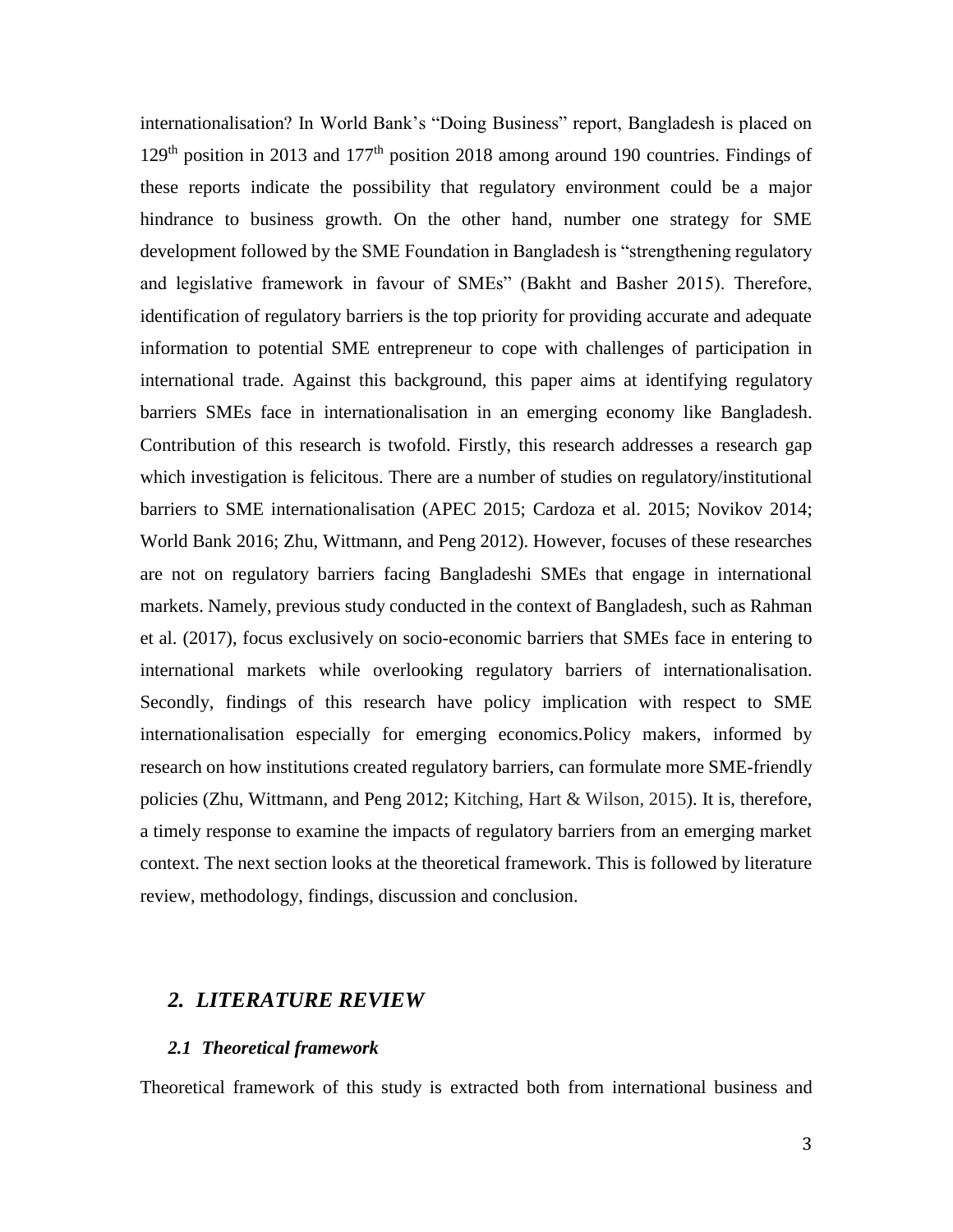internationalisation? In World Bank's "Doing Business" report, Bangladesh is placed on 129th position in 2013 and 177th position 2018 among around 190 countries. Findings of these reports indicate the possibility that regulatory environment could be a major hindrance to business growth. On the other hand, number one strategy for SME development followed by the SME Foundation in Bangladesh is "strengthening regulatory and legislative framework in favour of SMEs" (Bakht and Basher 2015). Therefore, identification of regulatory barriers is the top priority for providing accurate and adequate information to potential SME entrepreneur to cope with challenges of participation in international trade. Against this background, this paper aims at identifying regulatory barriers SMEs face in internationalisation in an emerging economy like Bangladesh. Contribution of this research is twofold. Firstly, this research addresses a research gap which investigation is felicitous. There are a number of studies on regulatory/institutional barriers to SME internationalisation (APEC 2015; Cardoza et al. 2015; Novikov 2014; World Bank 2016; Zhu, Wittmann, and Peng 2012). However, focuses of these researches are not on regulatory barriers facing Bangladeshi SMEs that engage in international markets. Namely, previous study conducted in the context of Bangladesh, such as Rahman et al. (2017), focus exclusively on socio-economic barriers that SMEs face in entering to international markets while overlooking regulatory barriers of internationalisation. Secondly, findings of this research have policy implication with respect to SME internationalisation especially for emerging economics.Policy makers, informed by research on how institutions created regulatory barriers, can formulate more SME-friendly policies (Zhu, Wittmann, and Peng 2012; Kitching, Hart & Wilson, 2015). It is, therefore, a timely response to examine the impacts of regulatory barriers from an emerging market context. The next section looks at the theoretical framework. This is followed by literature review, methodology, findings, discussion and conclusion.

## *2. LITERATURE REVIEW*

### *2.1 Theoretical framework*

Theoretical framework of this study is extracted both from international business and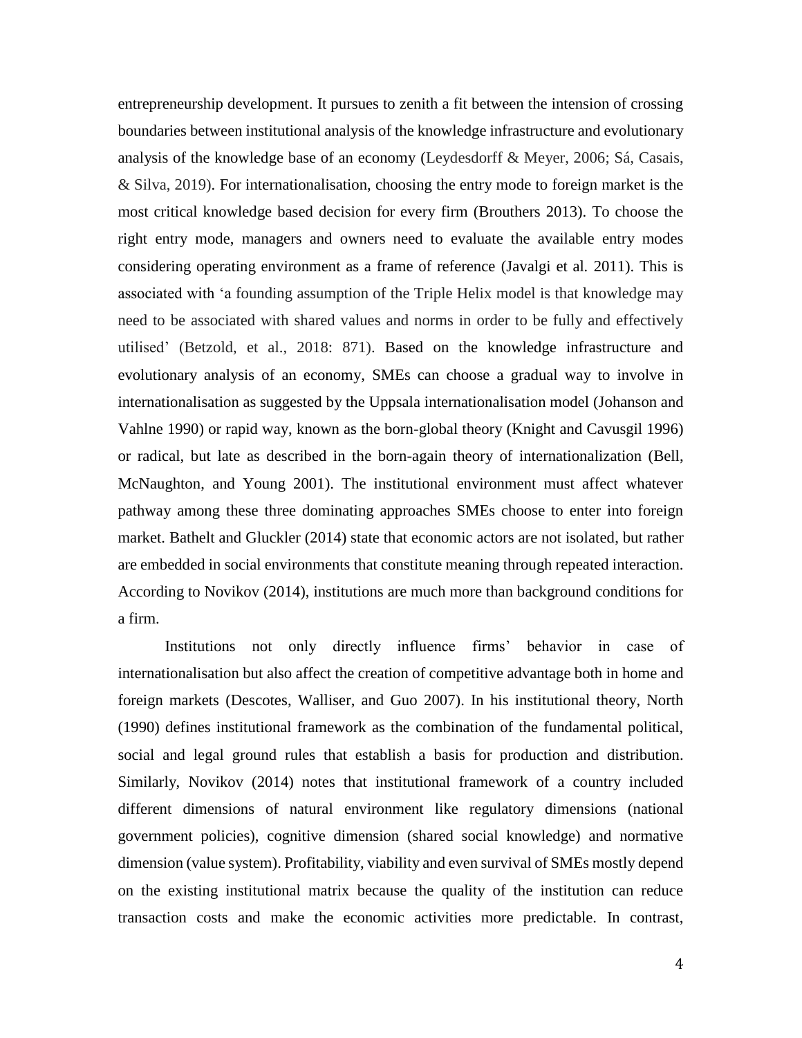entrepreneurship development. It pursues to zenith a fit between the intension of crossing boundaries between institutional analysis of the knowledge infrastructure and evolutionary analysis of the knowledge base of an economy (Leydesdorff & Meyer, 2006; Sá, Casais, & Silva, 2019). For internationalisation, choosing the entry mode to foreign market is the most critical knowledge based decision for every firm (Brouthers 2013). To choose the right entry mode, managers and owners need to evaluate the available entry modes considering operating environment as a frame of reference (Javalgi et al. 2011). This is associated with 'a founding assumption of the Triple Helix model is that knowledge may need to be associated with shared values and norms in order to be fully and effectively utilised' (Betzold, et al., 2018: 871). Based on the knowledge infrastructure and evolutionary analysis of an economy, SMEs can choose a gradual way to involve in internationalisation as suggested by the Uppsala internationalisation model (Johanson and Vahlne 1990) or rapid way, known as the born-global theory (Knight and Cavusgil 1996) or radical, but late as described in the born-again theory of internationalization (Bell, McNaughton, and Young 2001). The institutional environment must affect whatever pathway among these three dominating approaches SMEs choose to enter into foreign market. Bathelt and Gluckler (2014) state that economic actors are not isolated, but rather are embedded in social environments that constitute meaning through repeated interaction. According to Novikov (2014), institutions are much more than background conditions for a firm.

Institutions not only directly influence firms' behavior in case of internationalisation but also affect the creation of competitive advantage both in home and foreign markets (Descotes, Walliser, and Guo 2007). In his institutional theory, North (1990) defines institutional framework as the combination of the fundamental political, social and legal ground rules that establish a basis for production and distribution. Similarly, Novikov (2014) notes that institutional framework of a country included different dimensions of natural environment like regulatory dimensions (national government policies), cognitive dimension (shared social knowledge) and normative dimension (value system). Profitability, viability and even survival of SMEs mostly depend on the existing institutional matrix because the quality of the institution can reduce transaction costs and make the economic activities more predictable. In contrast,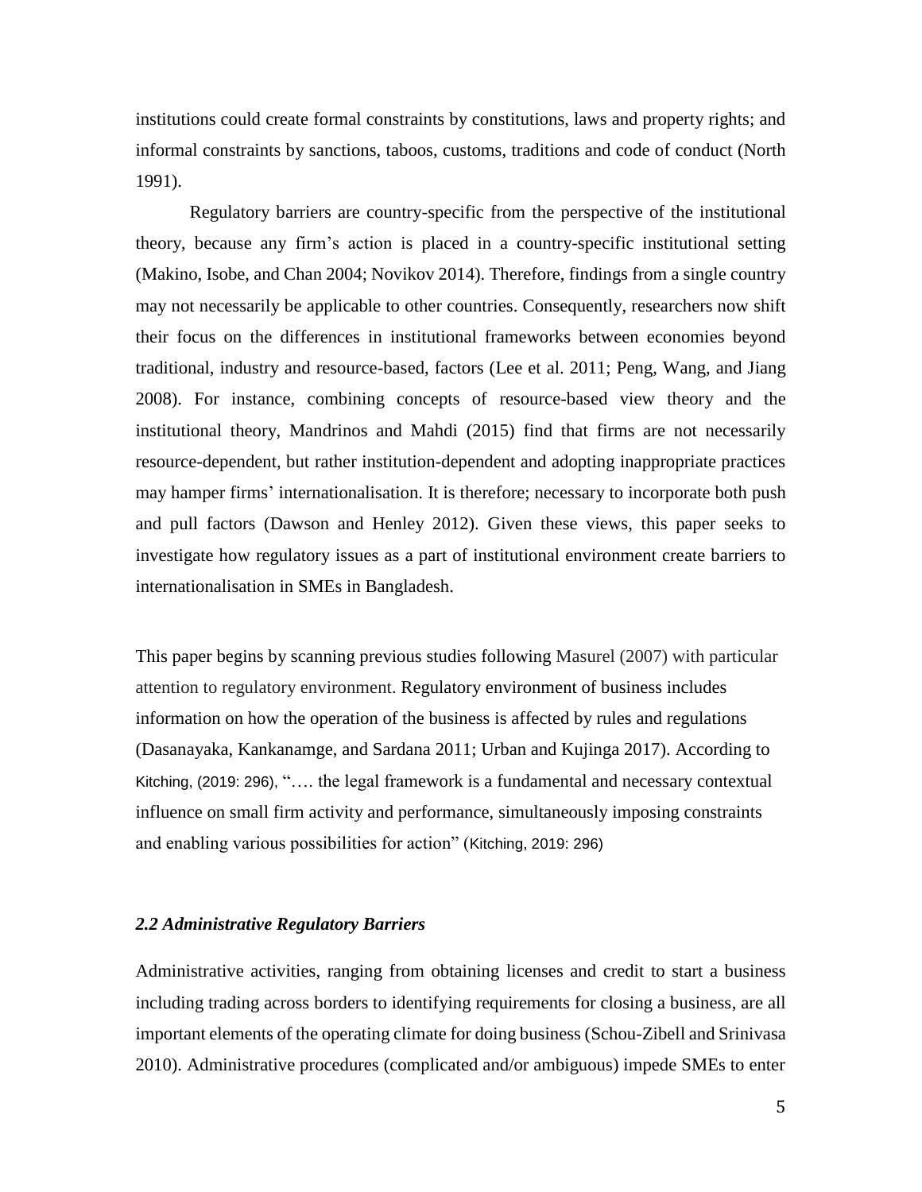institutions could create formal constraints by constitutions, laws and property rights; and informal constraints by sanctions, taboos, customs, traditions and code of conduct (North 1991).

Regulatory barriers are country-specific from the perspective of the institutional theory, because any firm's action is placed in a country-specific institutional setting (Makino, Isobe, and Chan 2004; Novikov 2014). Therefore, findings from a single country may not necessarily be applicable to other countries. Consequently, researchers now shift their focus on the differences in institutional frameworks between economies beyond traditional, industry and resource-based, factors (Lee et al. 2011; Peng, Wang, and Jiang 2008). For instance, combining concepts of resource-based view theory and the institutional theory, Mandrinos and Mahdi (2015) find that firms are not necessarily resource-dependent, but rather institution-dependent and adopting inappropriate practices may hamper firms' internationalisation. It is therefore; necessary to incorporate both push and pull factors (Dawson and Henley 2012). Given these views, this paper seeks to investigate how regulatory issues as a part of institutional environment create barriers to internationalisation in SMEs in Bangladesh.

This paper begins by scanning previous studies following Masurel (2007) with particular attention to regulatory environment. Regulatory environment of business includes information on how the operation of the business is affected by rules and regulations (Dasanayaka, Kankanamge, and Sardana 2011; Urban and Kujinga 2017). According to Kitching, (2019: 296), "…. the legal framework is a fundamental and necessary contextual influence on small firm activity and performance, simultaneously imposing constraints and enabling various possibilities for action" (Kitching, 2019: 296)

### *2.2 Administrative Regulatory Barriers*

Administrative activities, ranging from obtaining licenses and credit to start a business including trading across borders to identifying requirements for closing a business, are all important elements of the operating climate for doing business (Schou-Zibell and Srinivasa 2010). Administrative procedures (complicated and/or ambiguous) impede SMEs to enter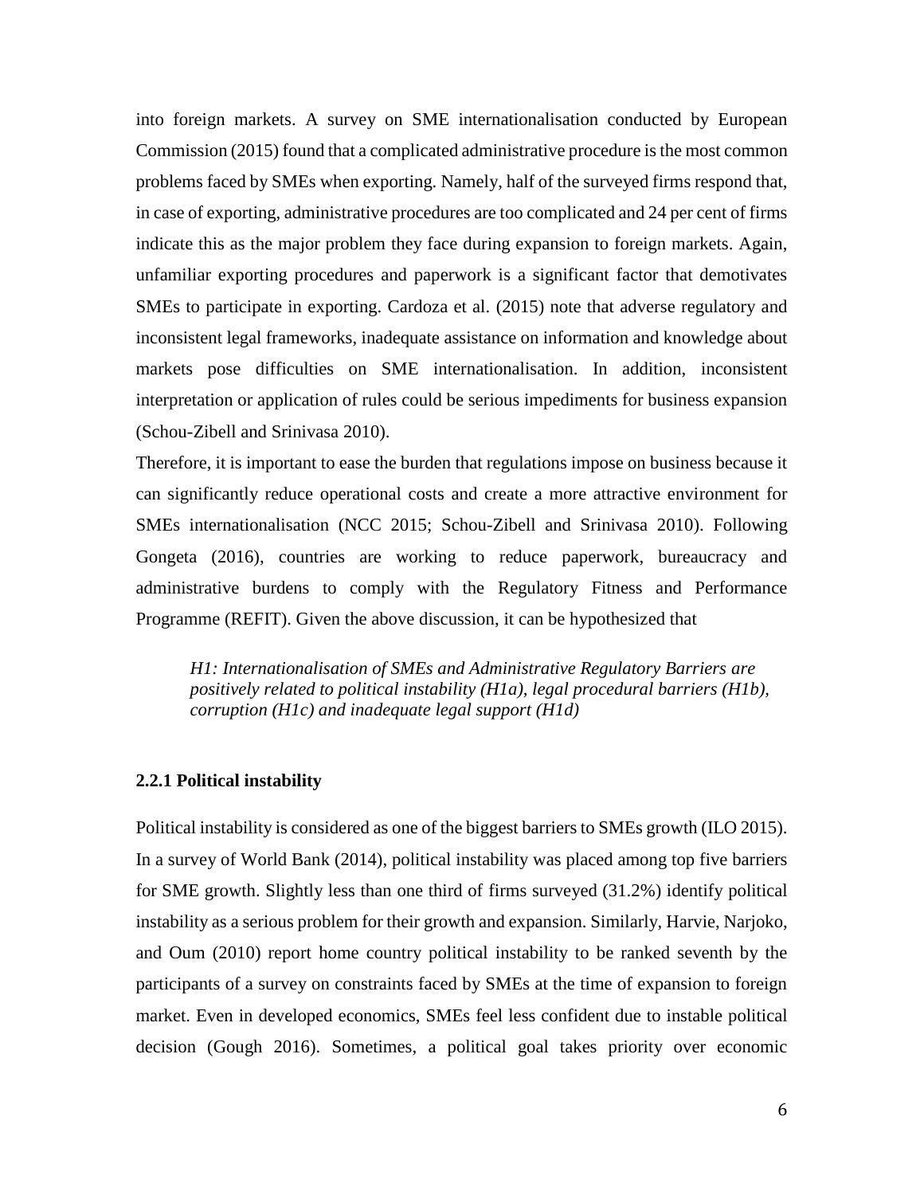into foreign markets. A survey on SME internationalisation conducted by European Commission (2015) found that a complicated administrative procedure is the most common problems faced by SMEs when exporting. Namely, half of the surveyed firms respond that, in case of exporting, administrative procedures are too complicated and 24 per cent of firms indicate this as the major problem they face during expansion to foreign markets. Again, unfamiliar exporting procedures and paperwork is a significant factor that demotivates SMEs to participate in exporting. Cardoza et al. (2015) note that adverse regulatory and inconsistent legal frameworks, inadequate assistance on information and knowledge about markets pose difficulties on SME internationalisation. In addition, inconsistent interpretation or application of rules could be serious impediments for business expansion (Schou-Zibell and Srinivasa 2010).

Therefore, it is important to ease the burden that regulations impose on business because it can significantly reduce operational costs and create a more attractive environment for SMEs internationalisation (NCC 2015; Schou-Zibell and Srinivasa 2010). Following Gongeta (2016), countries are working to reduce paperwork, bureaucracy and administrative burdens to comply with the Regulatory Fitness and Performance Programme (REFIT). Given the above discussion, it can be hypothesized that

> *H1: Internationalisation of SMEs and Administrative Regulatory Barriers are positively related to political instability (H1a), legal procedural barriers (H1b), corruption (H1c) and inadequate legal support (H1d)*

### 2.2.1 Political instability

Political instability is considered as one of the biggest barriers to SMEs growth (ILO 2015). In a survey of World Bank (2014), political instability was placed among top five barriers for SME growth. Slightly less than one third of firms surveyed (31.2%) identify political instability as a serious problem for their growth and expansion. Similarly, Harvie, Narjoko, and Oum (2010) report home country political instability to be ranked seventh by the participants of a survey on constraints faced by SMEs at the time of expansion to foreign market. Even in developed economics, SMEs feel less confident due to instable political decision (Gough 2016). Sometimes, a political goal takes priority over economic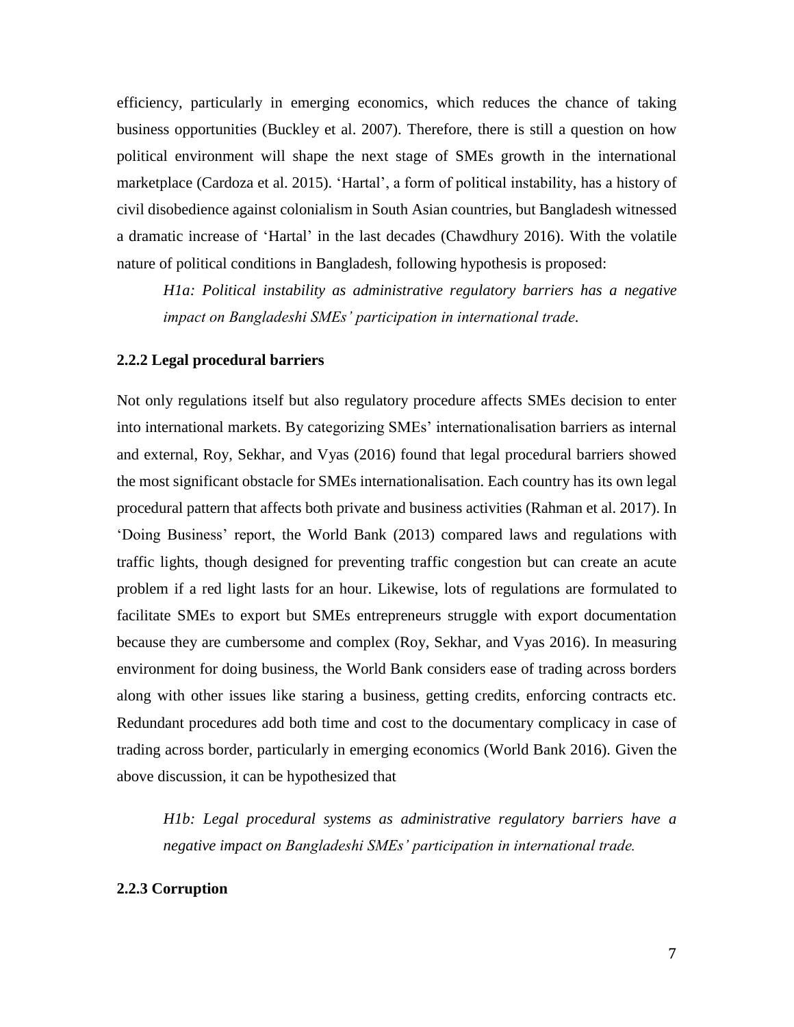efficiency, particularly in emerging economics, which reduces the chance of taking business opportunities (Buckley et al. 2007). Therefore, there is still a question on how political environment will shape the next stage of SMEs growth in the international marketplace (Cardoza et al. 2015). 'Hartal', a form of political instability, has a history of civil disobedience against colonialism in South Asian countries, but Bangladesh witnessed a dramatic increase of 'Hartal' in the last decades (Chawdhury 2016). With the volatile nature of political conditions in Bangladesh, following hypothesis is proposed:

> *H1a: Political instability as administrative regulatory barriers has a negative impact on Bangladeshi SMEs' participation in international trade.*

### 2.2.2 Legal procedural barriers

Not only regulations itself but also regulatory procedure affects SMEs decision to enter into international markets. By categorizing SMEs' internationalisation barriers as internal and external, Roy, Sekhar, and Vyas (2016) found that legal procedural barriers showed the most significant obstacle for SMEs internationalisation. Each country has its own legal procedural pattern that affects both private and business activities (Rahman et al. 2017). In 'Doing Business' report, the World Bank (2013) compared laws and regulations with traffic lights, though designed for preventing traffic congestion but can create an acute problem if a red light lasts for an hour. Likewise, lots of regulations are formulated to facilitate SMEs to export but SMEs entrepreneurs struggle with export documentation because they are cumbersome and complex (Roy, Sekhar, and Vyas 2016). In measuring environment for doing business, the World Bank considers ease of trading across borders along with other issues like staring a business, getting credits, enforcing contracts etc. Redundant procedures add both time and cost to the documentary complicacy in case of trading across border, particularly in emerging economics (World Bank 2016). Given the above discussion, it can be hypothesized that

> *H1b: Legal procedural systems as administrative regulatory barriers have a negative impact on Bangladeshi SMEs' participation in international trade.*

### 2.2.3 Corruption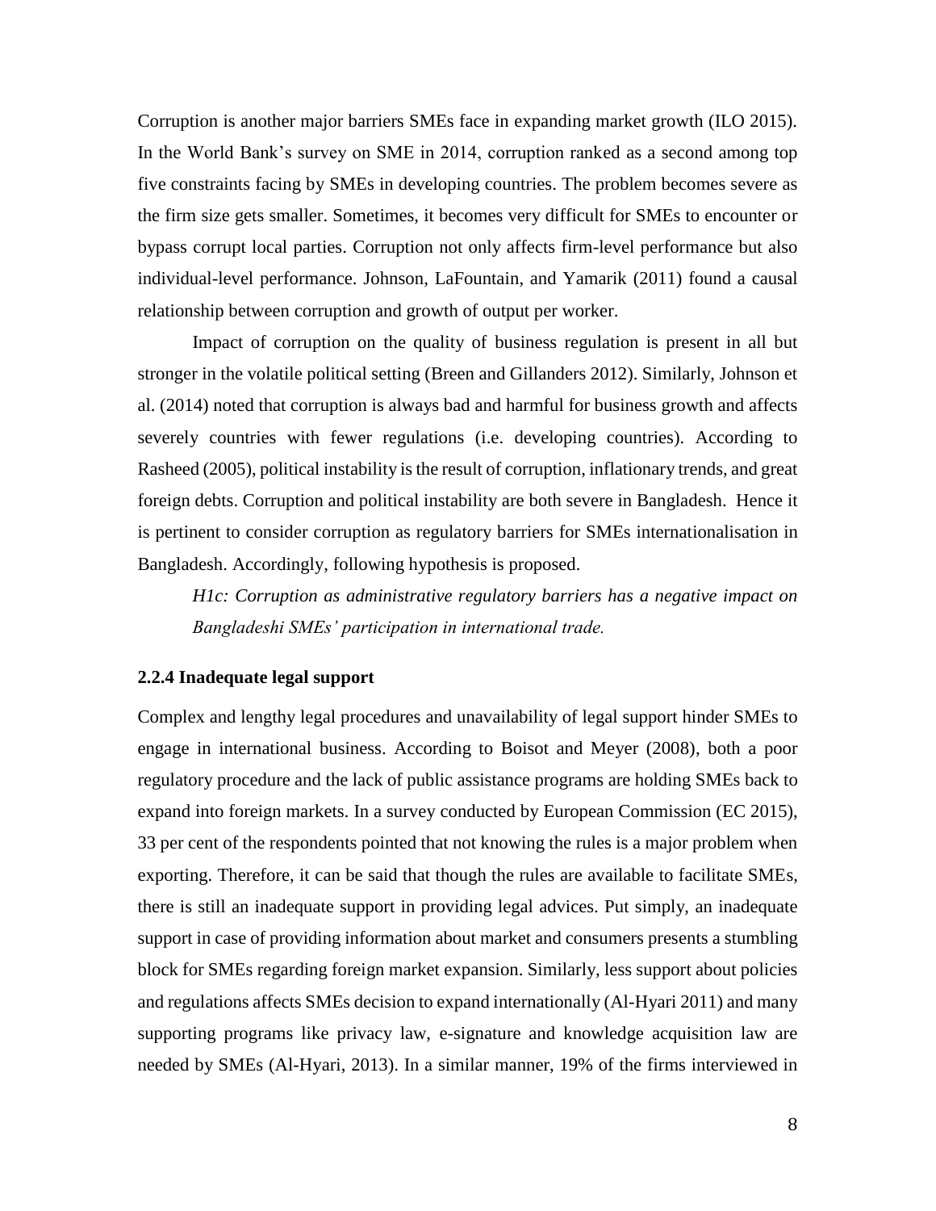Corruption is another major barriers SMEs face in expanding market growth (ILO 2015). In the World Bank's survey on SME in 2014, corruption ranked as a second among top five constraints facing by SMEs in developing countries. The problem becomes severe as the firm size gets smaller. Sometimes, it becomes very difficult for SMEs to encounter or bypass corrupt local parties. Corruption not only affects firm-level performance but also individual-level performance. Johnson, LaFountain, and Yamarik (2011) found a causal relationship between corruption and growth of output per worker.

Impact of corruption on the quality of business regulation is present in all but stronger in the volatile political setting (Breen and Gillanders 2012). Similarly, Johnson et al. (2014) noted that corruption is always bad and harmful for business growth and affects severely countries with fewer regulations (i.e. developing countries). According to Rasheed (2005), political instability is the result of corruption, inflationary trends, and great foreign debts. Corruption and political instability are both severe in Bangladesh. Hence it is pertinent to consider corruption as regulatory barriers for SMEs internationalisation in Bangladesh. Accordingly, following hypothesis is proposed.

*H1c: Corruption as administrative regulatory barriers has a negative impact on Bangladeshi SMEs' participation in international trade.*

### 2.2.4 Inadequate legal support

Complex and lengthy legal procedures and unavailability of legal support hinder SMEs to engage in international business. According to Boisot and Meyer (2008), both a poor regulatory procedure and the lack of public assistance programs are holding SMEs back to expand into foreign markets. In a survey conducted by European Commission (EC 2015), 33 per cent of the respondents pointed that not knowing the rules is a major problem when exporting. Therefore, it can be said that though the rules are available to facilitate SMEs, there is still an inadequate support in providing legal advices. Put simply, an inadequate support in case of providing information about market and consumers presents a stumbling block for SMEs regarding foreign market expansion. Similarly, less support about policies and regulations affects SMEs decision to expand internationally (Al-Hyari 2011) and many supporting programs like privacy law, e-signature and knowledge acquisition law are needed by SMEs (Al-Hyari, 2013). In a similar manner, 19% of the firms interviewed in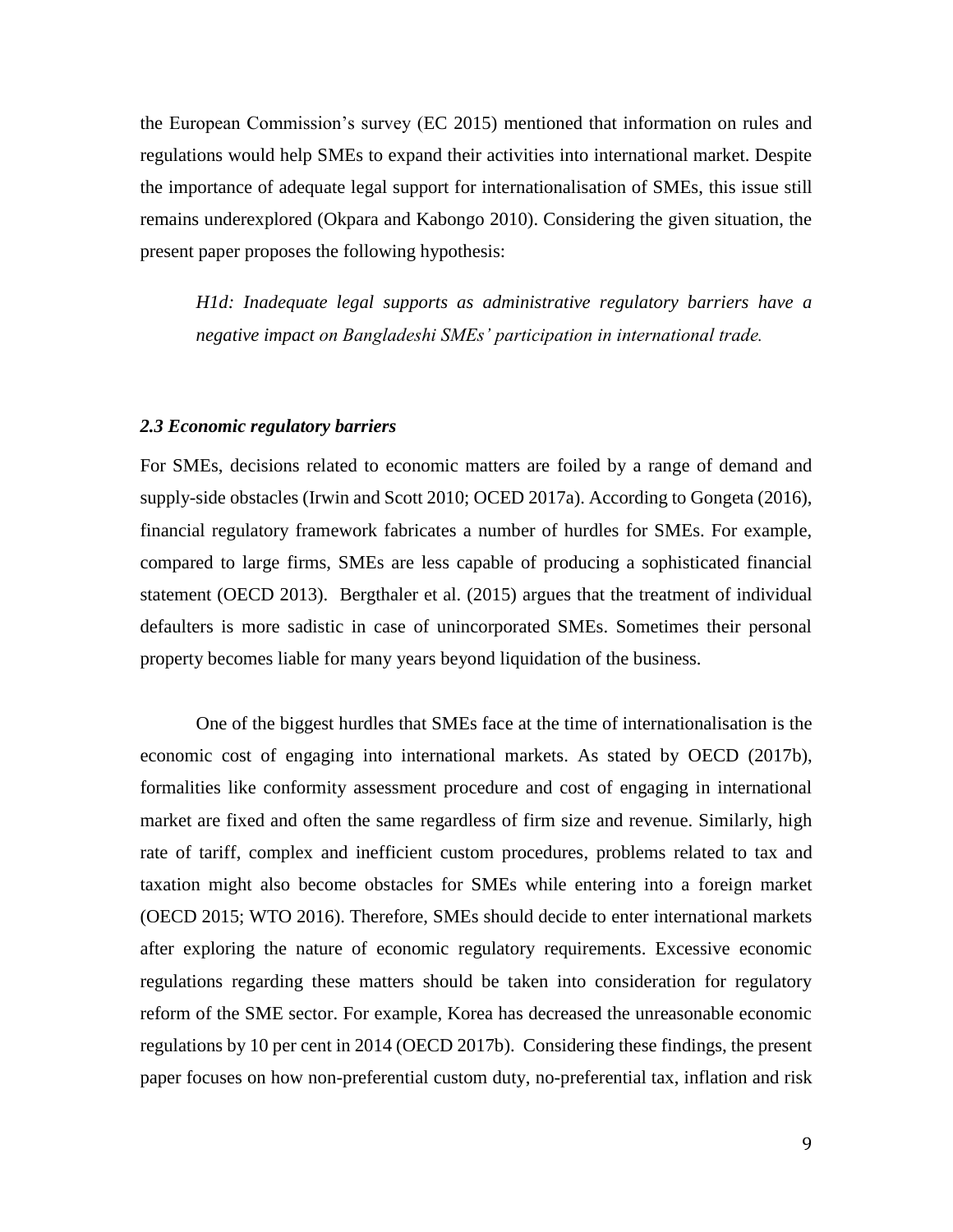the European Commission's survey (EC 2015) mentioned that information on rules and regulations would help SMEs to expand their activities into international market. Despite the importance of adequate legal support for internationalisation of SMEs, this issue still remains underexplored (Okpara and Kabongo 2010). Considering the given situation, the present paper proposes the following hypothesis:

> *H1d: Inadequate legal supports as administrative regulatory barriers have a negative impact on Bangladeshi SMEs' participation in international trade.*

### *2.3 Economic regulatory barriers*

For SMEs, decisions related to economic matters are foiled by a range of demand and supply-side obstacles (Irwin and Scott 2010; OCED 2017a). According to Gongeta (2016), financial regulatory framework fabricates a number of hurdles for SMEs. For example, compared to large firms, SMEs are less capable of producing a sophisticated financial statement (OECD 2013). Bergthaler et al. (2015) argues that the treatment of individual defaulters is more sadistic in case of unincorporated SMEs. Sometimes their personal property becomes liable for many years beyond liquidation of the business.

One of the biggest hurdles that SMEs face at the time of internationalisation is the economic cost of engaging into international markets. As stated by OECD (2017b), formalities like conformity assessment procedure and cost of engaging in international market are fixed and often the same regardless of firm size and revenue. Similarly, high rate of tariff, complex and inefficient custom procedures, problems related to tax and taxation might also become obstacles for SMEs while entering into a foreign market (OECD 2015; WTO 2016). Therefore, SMEs should decide to enter international markets after exploring the nature of economic regulatory requirements. Excessive economic regulations regarding these matters should be taken into consideration for regulatory reform of the SME sector. For example, Korea has decreased the unreasonable economic regulations by 10 per cent in 2014 (OECD 2017b). Considering these findings, the present paper focuses on how non-preferential custom duty, no-preferential tax, inflation and risk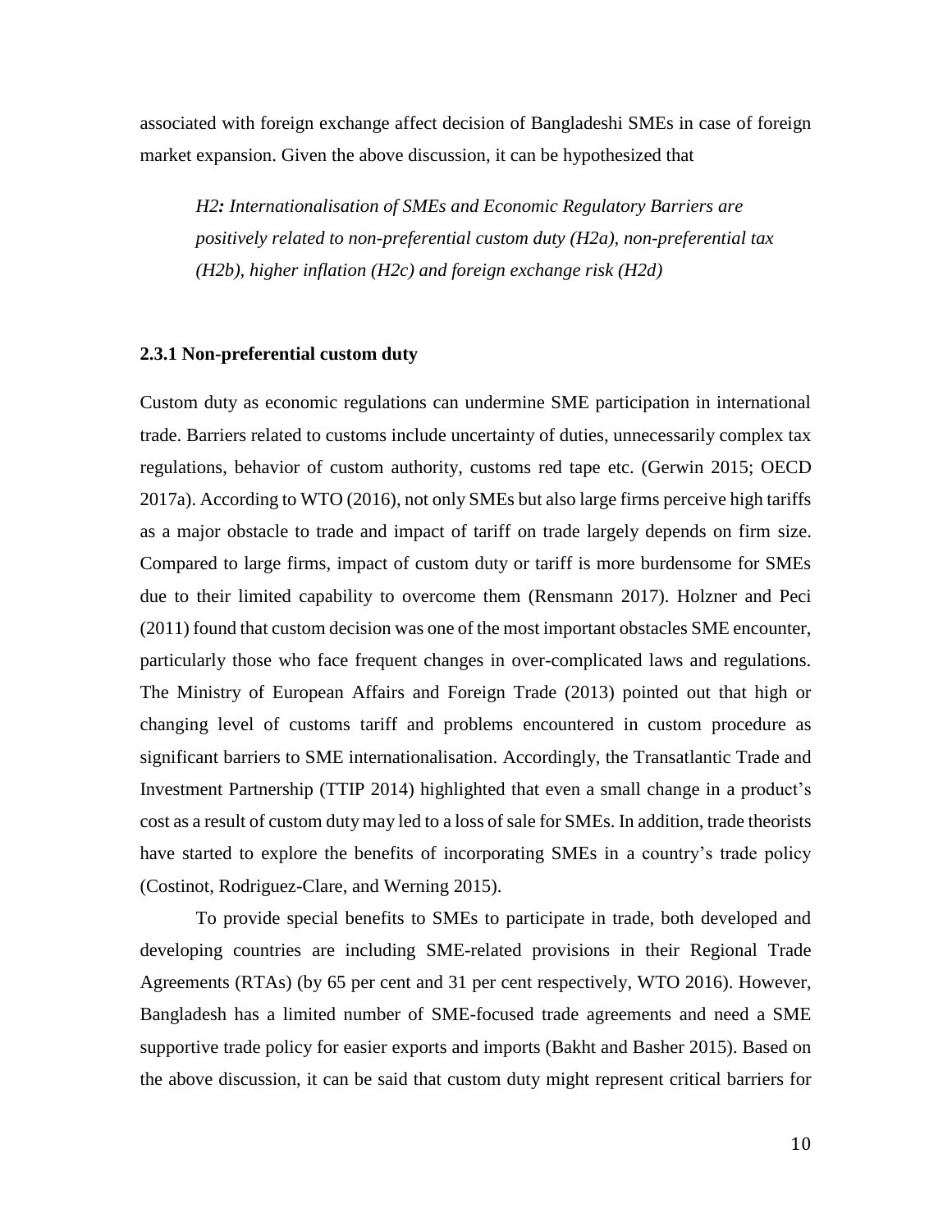associated with foreign exchange affect decision of Bangladeshi SMEs in case of foreign market expansion. Given the above discussion, it can be hypothesized that

> *H2**:** Internationalisation of SMEs and Economic Regulatory Barriers are positively related to non-preferential custom duty (H2a), non-preferential tax (H2b), higher inflation (H2c) and foreign exchange risk (H2d)*

### 2.3.1 Non-preferential custom duty

Custom duty as economic regulations can undermine SME participation in international trade. Barriers related to customs include uncertainty of duties, unnecessarily complex tax regulations, behavior of custom authority, customs red tape etc. (Gerwin 2015; OECD 2017a). According to WTO (2016), not only SMEs but also large firms perceive high tariffs as a major obstacle to trade and impact of tariff on trade largely depends on firm size. Compared to large firms, impact of custom duty or tariff is more burdensome for SMEs due to their limited capability to overcome them (Rensmann 2017). Holzner and Peci (2011) found that custom decision was one of the most important obstacles SME encounter, particularly those who face frequent changes in over-complicated laws and regulations. The Ministry of European Affairs and Foreign Trade (2013) pointed out that high or changing level of customs tariff and problems encountered in custom procedure as significant barriers to SME internationalisation. Accordingly, the Transatlantic Trade and Investment Partnership (TTIP 2014) highlighted that even a small change in a product's cost as a result of custom duty may led to a loss of sale for SMEs. In addition, trade theorists have started to explore the benefits of incorporating SMEs in a country's trade policy (Costinot, Rodriguez-Clare, and Werning 2015).

To provide special benefits to SMEs to participate in trade, both developed and developing countries are including SME-related provisions in their Regional Trade Agreements (RTAs) (by 65 per cent and 31 per cent respectively, WTO 2016). However, Bangladesh has a limited number of SME-focused trade agreements and need a SME supportive trade policy for easier exports and imports (Bakht and Basher 2015). Based on the above discussion, it can be said that custom duty might represent critical barriers for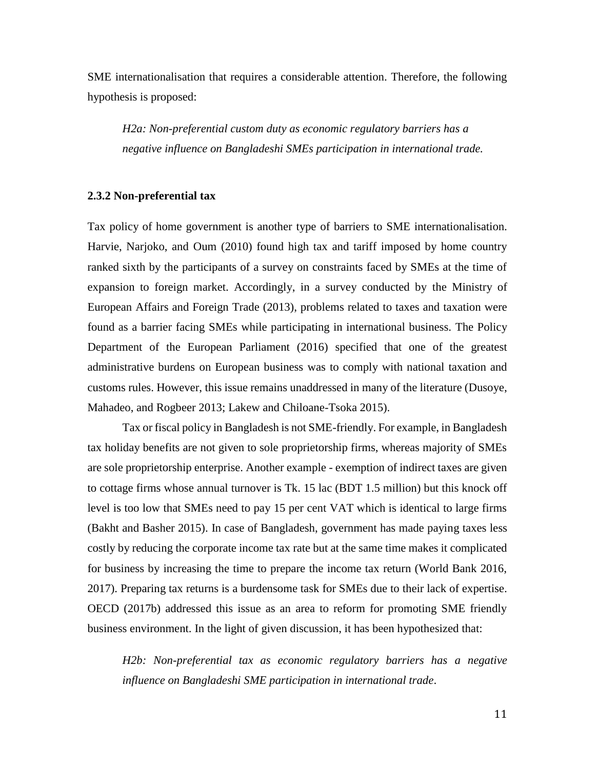SME internationalisation that requires a considerable attention. Therefore, the following hypothesis is proposed:

> *H2a: Non-preferential custom duty as economic regulatory barriers has a negative influence on Bangladeshi SMEs participation in international trade.*

### 2.3.2 Non-preferential tax

Tax policy of home government is another type of barriers to SME internationalisation. Harvie, Narjoko, and Oum (2010) found high tax and tariff imposed by home country ranked sixth by the participants of a survey on constraints faced by SMEs at the time of expansion to foreign market. Accordingly, in a survey conducted by the Ministry of European Affairs and Foreign Trade (2013), problems related to taxes and taxation were found as a barrier facing SMEs while participating in international business. The Policy Department of the European Parliament (2016) specified that one of the greatest administrative burdens on European business was to comply with national taxation and customs rules. However, this issue remains unaddressed in many of the literature (Dusoye, Mahadeo, and Rogbeer 2013; Lakew and Chiloane-Tsoka 2015).

Tax or fiscal policy in Bangladesh is not SME-friendly. For example, in Bangladesh tax holiday benefits are not given to sole proprietorship firms, whereas majority of SMEs are sole proprietorship enterprise. Another example - exemption of indirect taxes are given to cottage firms whose annual turnover is Tk. 15 lac (BDT 1.5 million) but this knock off level is too low that SMEs need to pay 15 per cent VAT which is identical to large firms (Bakht and Basher 2015). In case of Bangladesh, government has made paying taxes less costly by reducing the corporate income tax rate but at the same time makes it complicated for business by increasing the time to prepare the income tax return (World Bank 2016, 2017). Preparing tax returns is a burdensome task for SMEs due to their lack of expertise. OECD (2017b) addressed this issue as an area to reform for promoting SME friendly business environment. In the light of given discussion, it has been hypothesized that:

> *H2b: Non-preferential tax as economic regulatory barriers has a negative influence on Bangladeshi SME participation in international trade.*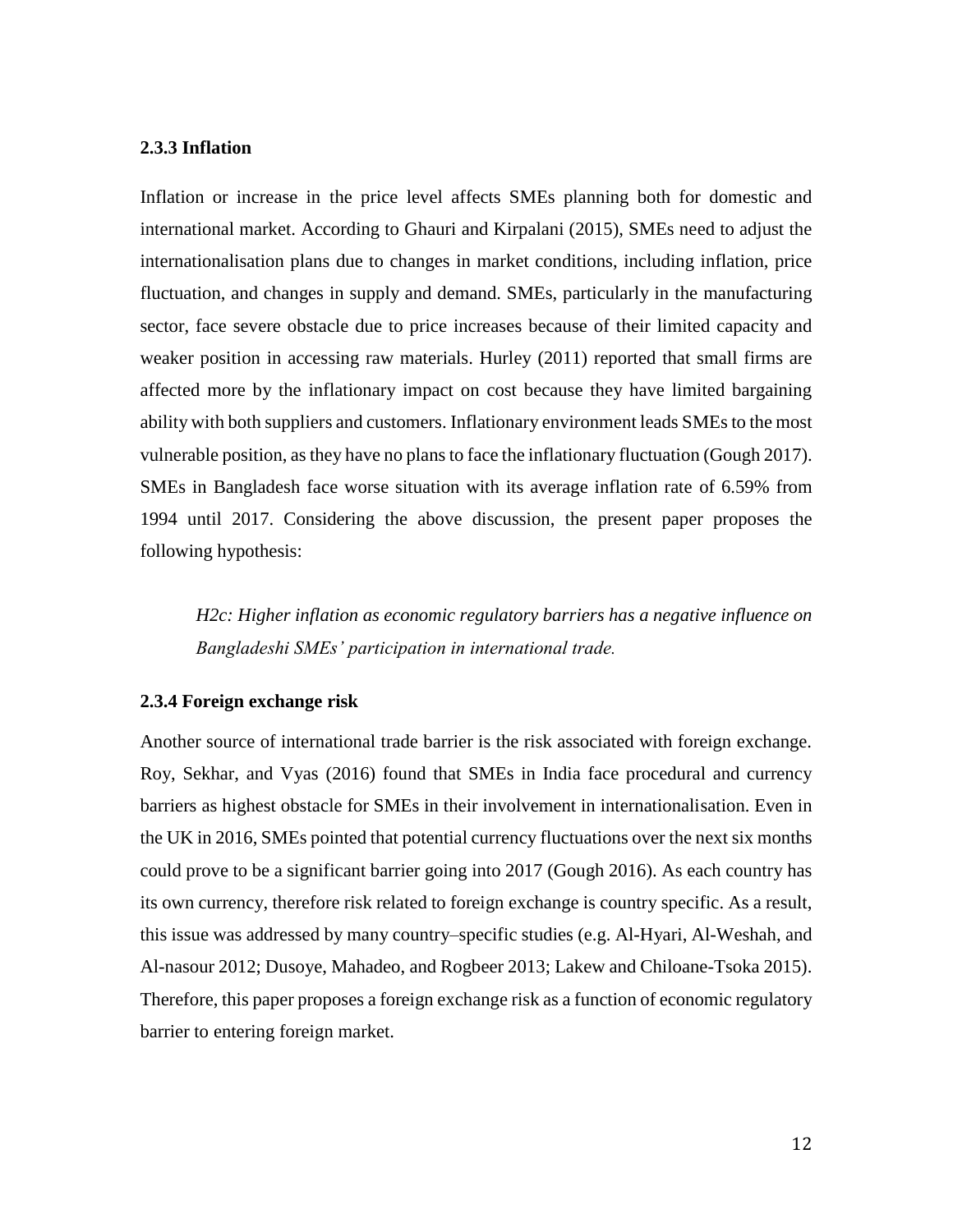### 2.3.3 Inflation

Inflation or increase in the price level affects SMEs planning both for domestic and international market. According to Ghauri and Kirpalani (2015), SMEs need to adjust the internationalisation plans due to changes in market conditions, including inflation, price fluctuation, and changes in supply and demand. SMEs, particularly in the manufacturing sector, face severe obstacle due to price increases because of their limited capacity and weaker position in accessing raw materials. Hurley (2011) reported that small firms are affected more by the inflationary impact on cost because they have limited bargaining ability with both suppliers and customers. Inflationary environment leads SMEs to the most vulnerable position, as they have no plans to face the inflationary fluctuation (Gough 2017). SMEs in Bangladesh face worse situation with its average inflation rate of 6.59% from 1994 until 2017. Considering the above discussion, the present paper proposes the following hypothesis:

> *H2c: Higher inflation as economic regulatory barriers has a negative influence on Bangladeshi SMEs' participation in international trade.*

### 2.3.4 Foreign exchange risk

Another source of international trade barrier is the risk associated with foreign exchange. Roy, Sekhar, and Vyas (2016) found that SMEs in India face procedural and currency barriers as highest obstacle for SMEs in their involvement in internationalisation. Even in the UK in 2016, SMEs pointed that potential currency fluctuations over the next six months could prove to be a significant barrier going into 2017 (Gough 2016). As each country has its own currency, therefore risk related to foreign exchange is country specific. As a result, this issue was addressed by many country–specific studies (e.g. Al-Hyari, Al-Weshah, and Al-nasour 2012; Dusoye, Mahadeo, and Rogbeer 2013; Lakew and Chiloane-Tsoka 2015). Therefore, this paper proposes a foreign exchange risk as a function of economic regulatory barrier to entering foreign market.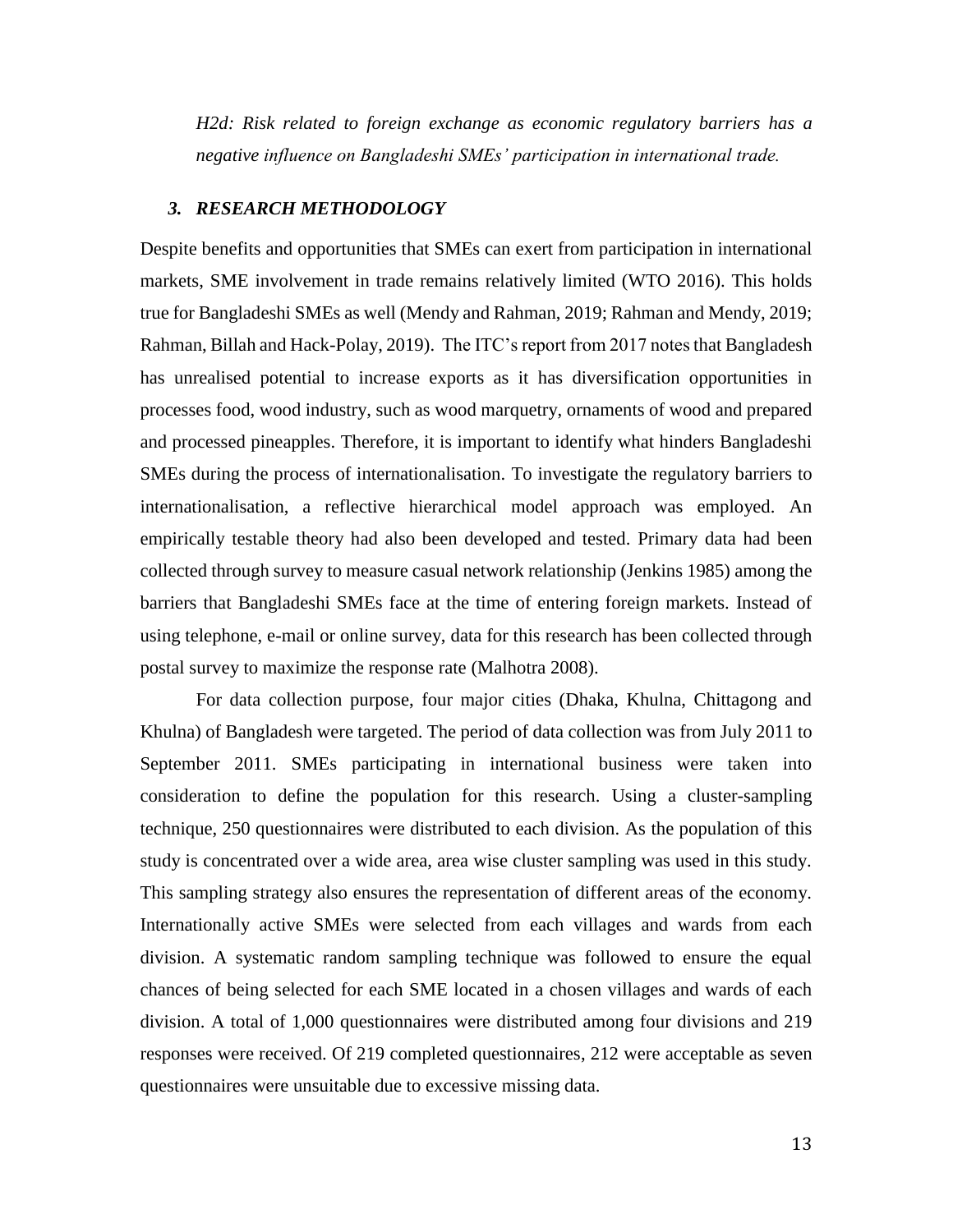*H2d: Risk related to foreign exchange as economic regulatory barriers has a negative influence on Bangladeshi SMEs' participation in international trade.*

## *3. RESEARCH METHODOLOGY*

Despite benefits and opportunities that SMEs can exert from participation in international markets, SME involvement in trade remains relatively limited (WTO 2016). This holds true for Bangladeshi SMEs as well (Mendy and Rahman, 2019; Rahman and Mendy, 2019; Rahman, Billah and Hack-Polay, 2019). The ITC's report from 2017 notes that Bangladesh has unrealised potential to increase exports as it has diversification opportunities in processes food, wood industry, such as wood marquetry, ornaments of wood and prepared and processed pineapples. Therefore, it is important to identify what hinders Bangladeshi SMEs during the process of internationalisation. To investigate the regulatory barriers to internationalisation, a reflective hierarchical model approach was employed. An empirically testable theory had also been developed and tested. Primary data had been collected through survey to measure casual network relationship (Jenkins 1985) among the barriers that Bangladeshi SMEs face at the time of entering foreign markets. Instead of using telephone, e-mail or online survey, data for this research has been collected through postal survey to maximize the response rate (Malhotra 2008).

For data collection purpose, four major cities (Dhaka, Khulna, Chittagong and Khulna) of Bangladesh were targeted. The period of data collection was from July 2011 to September 2011. SMEs participating in international business were taken into consideration to define the population for this research. Using a cluster-sampling technique, 250 questionnaires were distributed to each division. As the population of this study is concentrated over a wide area, area wise cluster sampling was used in this study. This sampling strategy also ensures the representation of different areas of the economy. Internationally active SMEs were selected from each villages and wards from each division. A systematic random sampling technique was followed to ensure the equal chances of being selected for each SME located in a chosen villages and wards of each division. A total of 1,000 questionnaires were distributed among four divisions and 219 responses were received. Of 219 completed questionnaires, 212 were acceptable as seven questionnaires were unsuitable due to excessive missing data.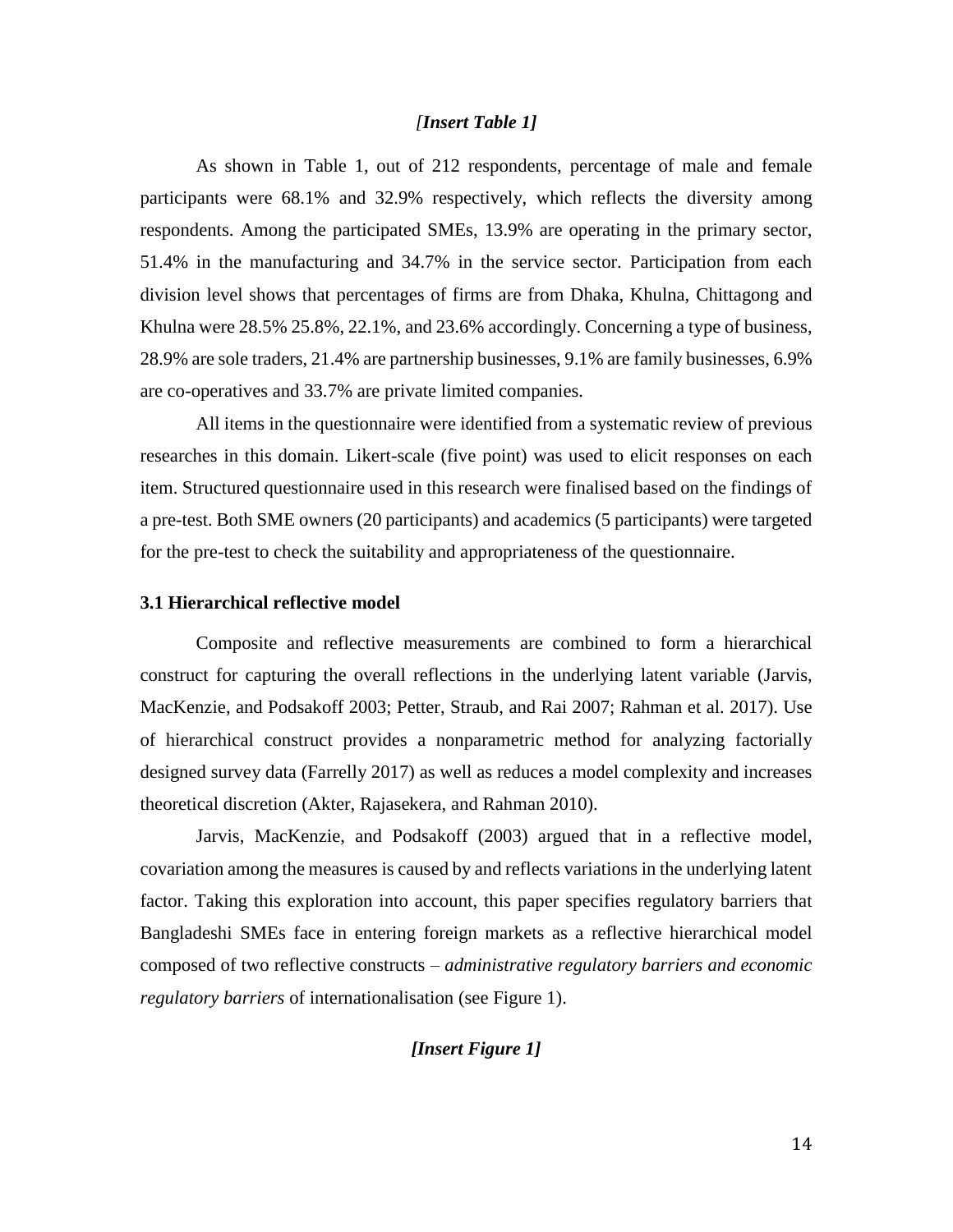*[Insert Table 1]*

As shown in Table 1, out of 212 respondents, percentage of male and female participants were 68.1% and 32.9% respectively, which reflects the diversity among respondents. Among the participated SMEs, 13.9% are operating in the primary sector, 51.4% in the manufacturing and 34.7% in the service sector. Participation from each division level shows that percentages of firms are from Dhaka, Khulna, Chittagong and Khulna were 28.5% 25.8%, 22.1%, and 23.6% accordingly. Concerning a type of business, 28.9% are sole traders, 21.4% are partnership businesses, 9.1% are family businesses, 6.9% are co-operatives and 33.7% are private limited companies.

All items in the questionnaire were identified from a systematic review of previous researches in this domain. Likert-scale (five point) was used to elicit responses on each item. Structured questionnaire used in this research were finalised based on the findings of a pre-test. Both SME owners (20 participants) and academics (5 participants) were targeted for the pre-test to check the suitability and appropriateness of the questionnaire.

### 3.1 Hierarchical reflective model

Composite and reflective measurements are combined to form a hierarchical construct for capturing the overall reflections in the underlying latent variable (Jarvis, MacKenzie, and Podsakoff 2003; Petter, Straub, and Rai 2007; Rahman et al. 2017). Use of hierarchical construct provides a nonparametric method for analyzing factorially designed survey data (Farrelly 2017) as well as reduces a model complexity and increases theoretical discretion (Akter, Rajasekera, and Rahman 2010).

Jarvis, MacKenzie, and Podsakoff (2003) argued that in a reflective model, covariation among the measures is caused by and reflects variations in the underlying latent factor. Taking this exploration into account, this paper specifies regulatory barriers that Bangladeshi SMEs face in entering foreign markets as a reflective hierarchical model composed of two reflective constructs – *administrative regulatory barriers and economic regulatory barriers* of internationalisation (see Figure 1).

***[Insert Figure 1]***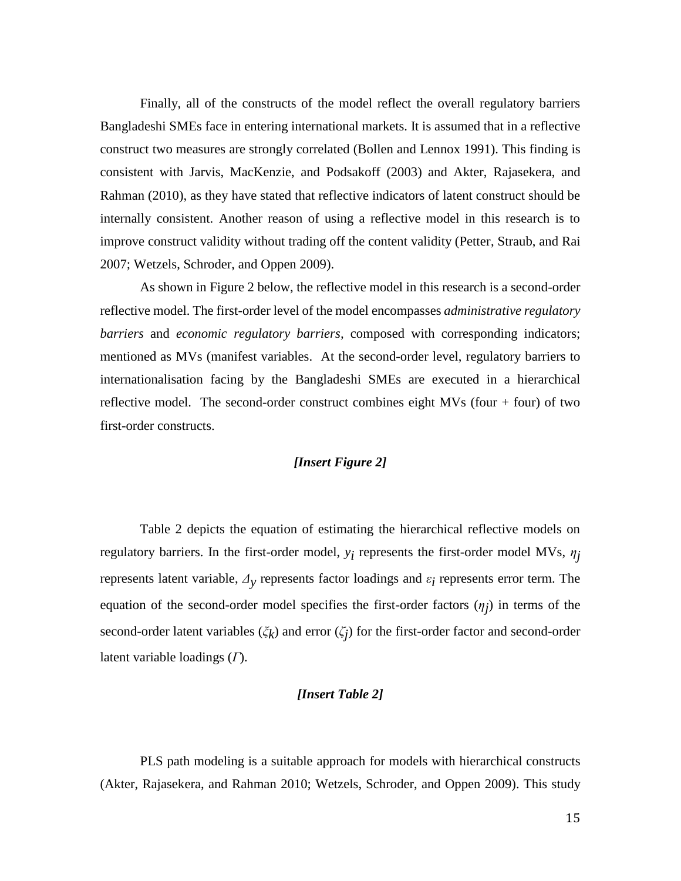Finally, all of the constructs of the model reflect the overall regulatory barriers Bangladeshi SMEs face in entering international markets. It is assumed that in a reflective construct two measures are strongly correlated (Bollen and Lennox 1991). This finding is consistent with Jarvis, MacKenzie, and Podsakoff (2003) and Akter, Rajasekera, and Rahman (2010), as they have stated that reflective indicators of latent construct should be internally consistent. Another reason of using a reflective model in this research is to improve construct validity without trading off the content validity (Petter, Straub, and Rai 2007; Wetzels, Schroder, and Oppen 2009).

As shown in Figure 2 below, the reflective model in this research is a second-order reflective model. The first-order level of the model encompasses *administrative regulatory barriers* and *economic regulatory barriers,* composed with corresponding indicators; mentioned as MVs (manifest variables. At the second-order level, regulatory barriers to internationalisation facing by the Bangladeshi SMEs are executed in a hierarchical reflective model. The second-order construct combines eight MVs (four + four) of two first-order constructs.

***[Insert Figure 2]***

Table 2 depicts the equation of estimating the hierarchical reflective models on regulatory barriers. In the first-order model, $y_i$ represents the first-order model MVs, $\eta_j$ represents latent variable, $\Delta_y$ represents factor loadings and $\varepsilon_i$ represents error term. The equation of the second-order model specifies the first-order factors ($\eta_j$) in terms of the second-order latent variables ($\xi_k$) and error ($\zeta_j$) for the first-order factor and second-order latent variable loadings ($\Gamma$).

***[Insert Table 2]***

PLS path modeling is a suitable approach for models with hierarchical constructs (Akter, Rajasekera, and Rahman 2010; Wetzels, Schroder, and Oppen 2009). This study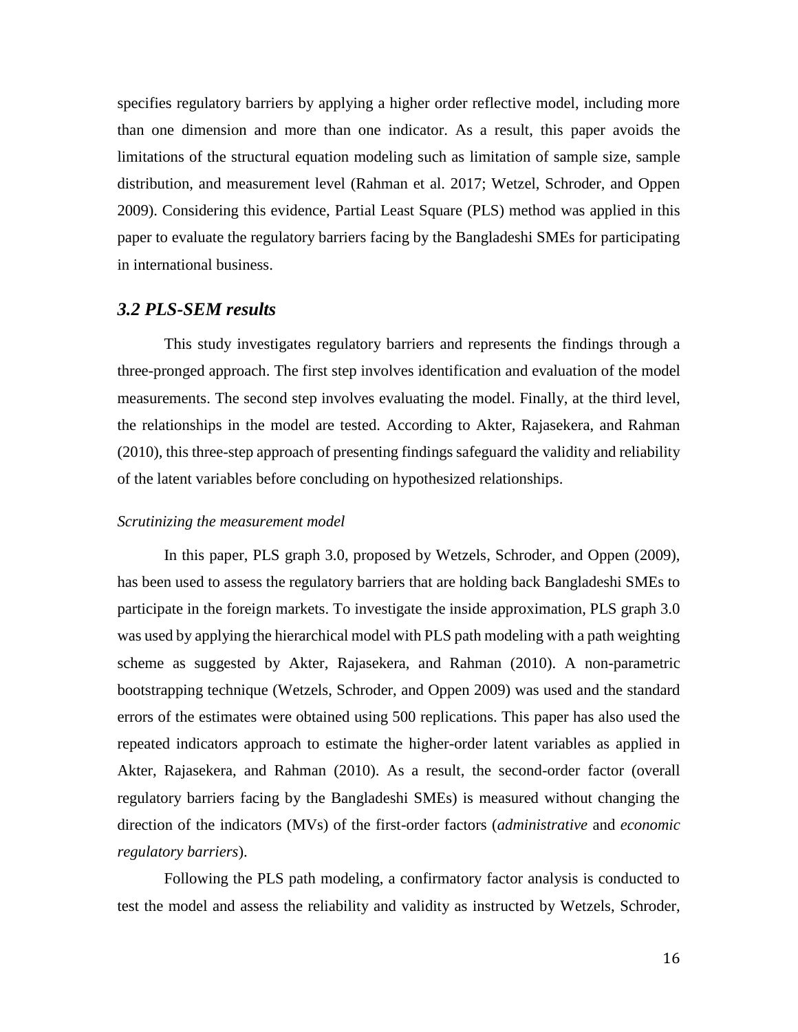specifies regulatory barriers by applying a higher order reflective model, including more than one dimension and more than one indicator. As a result, this paper avoids the limitations of the structural equation modeling such as limitation of sample size, sample distribution, and measurement level (Rahman et al. 2017; Wetzel, Schroder, and Oppen 2009). Considering this evidence, Partial Least Square (PLS) method was applied in this paper to evaluate the regulatory barriers facing by the Bangladeshi SMEs for participating in international business.

### *3.2 PLS-SEM results*

This study investigates regulatory barriers and represents the findings through a three-pronged approach. The first step involves identification and evaluation of the model measurements. The second step involves evaluating the model. Finally, at the third level, the relationships in the model are tested. According to Akter, Rajasekera, and Rahman (2010), this three-step approach of presenting findings safeguard the validity and reliability of the latent variables before concluding on hypothesized relationships.

*Scrutinizing the measurement model*

In this paper, PLS graph 3.0, proposed by Wetzels, Schroder, and Oppen (2009), has been used to assess the regulatory barriers that are holding back Bangladeshi SMEs to participate in the foreign markets. To investigate the inside approximation, PLS graph 3.0 was used by applying the hierarchical model with PLS path modeling with a path weighting scheme as suggested by Akter, Rajasekera, and Rahman (2010). A non-parametric bootstrapping technique (Wetzels, Schroder, and Oppen 2009) was used and the standard errors of the estimates were obtained using 500 replications. This paper has also used the repeated indicators approach to estimate the higher-order latent variables as applied in Akter, Rajasekera, and Rahman (2010). As a result, the second-order factor (overall regulatory barriers facing by the Bangladeshi SMEs) is measured without changing the direction of the indicators (MVs) of the first-order factors (*administrative* and *economic regulatory barriers*).

Following the PLS path modeling, a confirmatory factor analysis is conducted to test the model and assess the reliability and validity as instructed by Wetzels, Schroder,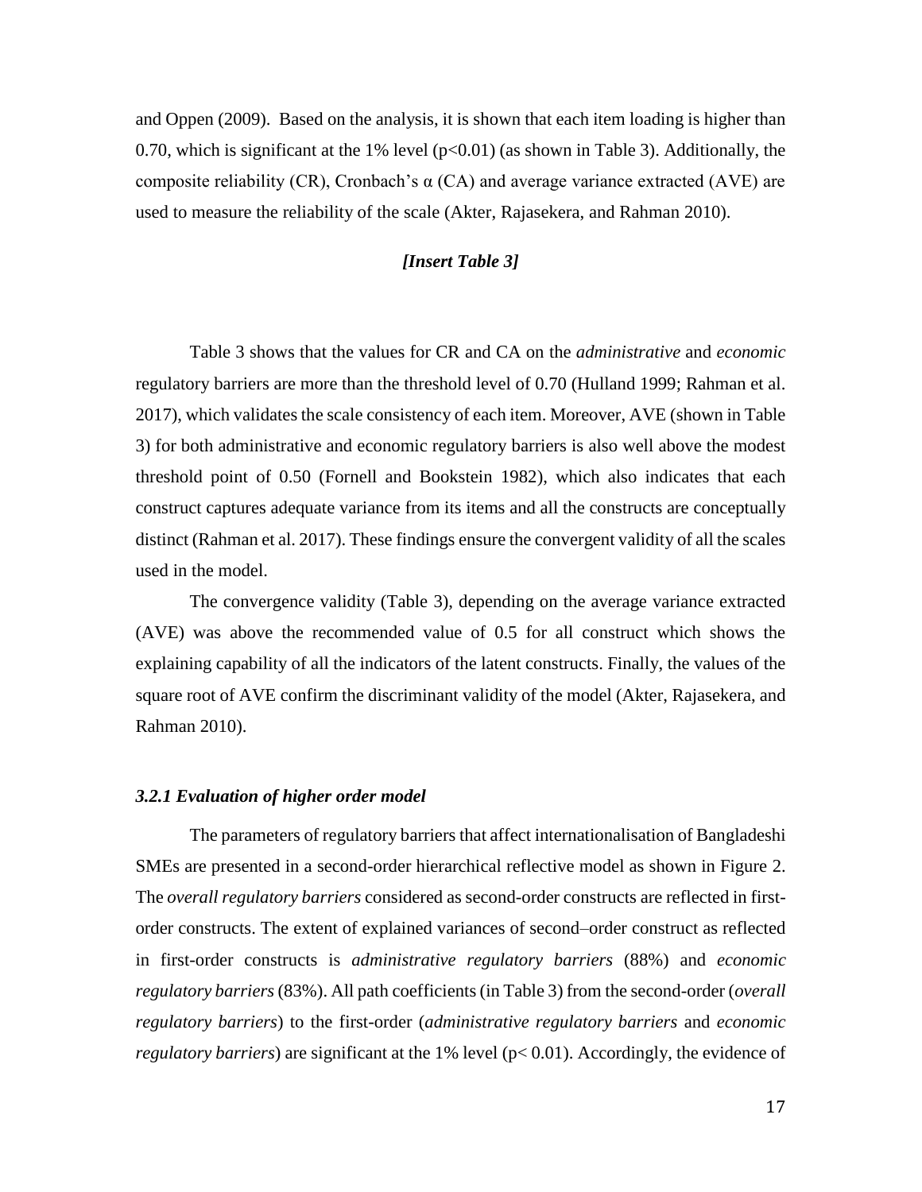and Oppen (2009). Based on the analysis, it is shown that each item loading is higher than 0.70, which is significant at the 1% level ($p<0.01$) (as shown in Table 3). Additionally, the composite reliability (CR), Cronbach's α (CA) and average variance extracted (AVE) are used to measure the reliability of the scale (Akter, Rajasekera, and Rahman 2010).

***[Insert Table 3]***

Table 3 shows that the values for CR and CA on the *administrative* and *economic* regulatory barriers are more than the threshold level of 0.70 (Hulland 1999; Rahman et al. 2017), which validates the scale consistency of each item. Moreover, AVE (shown in Table 3) for both administrative and economic regulatory barriers is also well above the modest threshold point of 0.50 (Fornell and Bookstein 1982), which also indicates that each construct captures adequate variance from its items and all the constructs are conceptually distinct (Rahman et al. 2017). These findings ensure the convergent validity of all the scales used in the model.

The convergence validity (Table 3), depending on the average variance extracted (AVE) was above the recommended value of 0.5 for all construct which shows the explaining capability of all the indicators of the latent constructs. Finally, the values of the square root of AVE confirm the discriminant validity of the model (Akter, Rajasekera, and Rahman 2010).

### *3.2.1 Evaluation of higher order model*

The parameters of regulatory barriers that affect internationalisation of Bangladeshi SMEs are presented in a second-order hierarchical reflective model as shown in Figure 2. The *overall regulatory barriers* considered as second-order constructs are reflected in first-order constructs. The extent of explained variances of second–order construct as reflected in first-order constructs is *administrative regulatory barriers* (88%) and *economic regulatory barriers* (83%). All path coefficients (in Table 3) from the second-order (*overall regulatory barriers*) to the first-order (*administrative regulatory barriers* and *economic regulatory barriers*) are significant at the 1% level ($p< 0.01$). Accordingly, the evidence of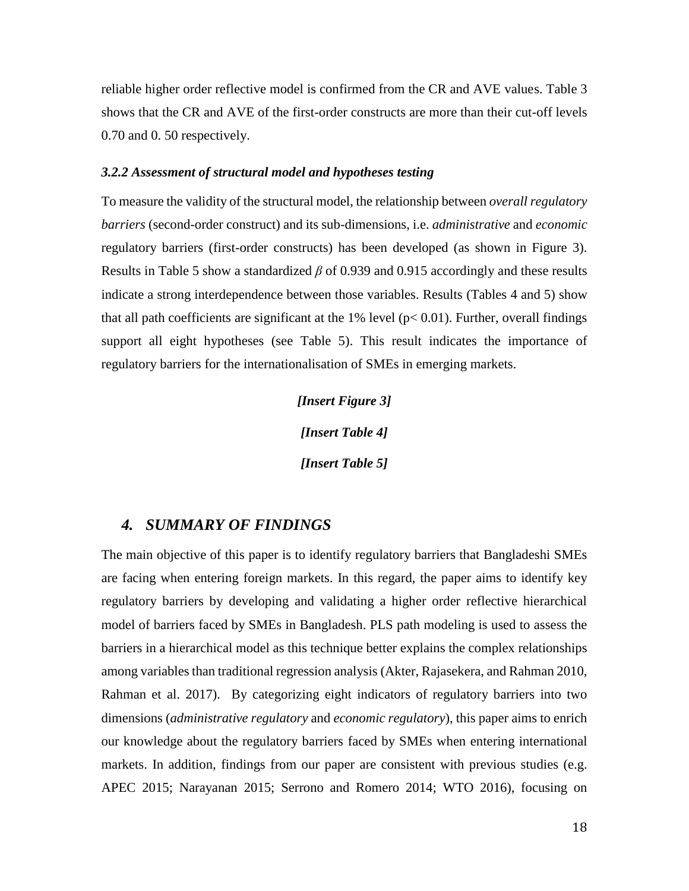reliable higher order reflective model is confirmed from the CR and AVE values. Table 3 shows that the CR and AVE of the first-order constructs are more than their cut-off levels 0.70 and 0. 50 respectively.

### *3.2.2 Assessment of structural model and hypotheses testing*

To measure the validity of the structural model, the relationship between *overall regulatory barriers* (second-order construct) and its sub-dimensions, i.e. *administrative* and *economic* regulatory barriers (first-order constructs) has been developed (as shown in Figure 3). Results in Table 5 show a standardized $\beta$ of 0.939 and 0.915 accordingly and these results indicate a strong interdependence between those variables. Results (Tables 4 and 5) show that all path coefficients are significant at the 1% level ($p < 0.01$). Further, overall findings support all eight hypotheses (see Table 5). This result indicates the importance of regulatory barriers for the internationalisation of SMEs in emerging markets.

***[Insert Figure 3]***

***[Insert Table 4]***

***[Insert Table 5]***

## *4. SUMMARY OF FINDINGS*

The main objective of this paper is to identify regulatory barriers that Bangladeshi SMEs are facing when entering foreign markets. In this regard, the paper aims to identify key regulatory barriers by developing and validating a higher order reflective hierarchical model of barriers faced by SMEs in Bangladesh. PLS path modeling is used to assess the barriers in a hierarchical model as this technique better explains the complex relationships among variables than traditional regression analysis (Akter, Rajasekera, and Rahman 2010, Rahman et al. 2017). By categorizing eight indicators of regulatory barriers into two dimensions (*administrative regulatory* and *economic regulatory*), this paper aims to enrich our knowledge about the regulatory barriers faced by SMEs when entering international markets. In addition, findings from our paper are consistent with previous studies (e.g. APEC 2015; Narayanan 2015; Serrono and Romero 2014; WTO 2016), focusing on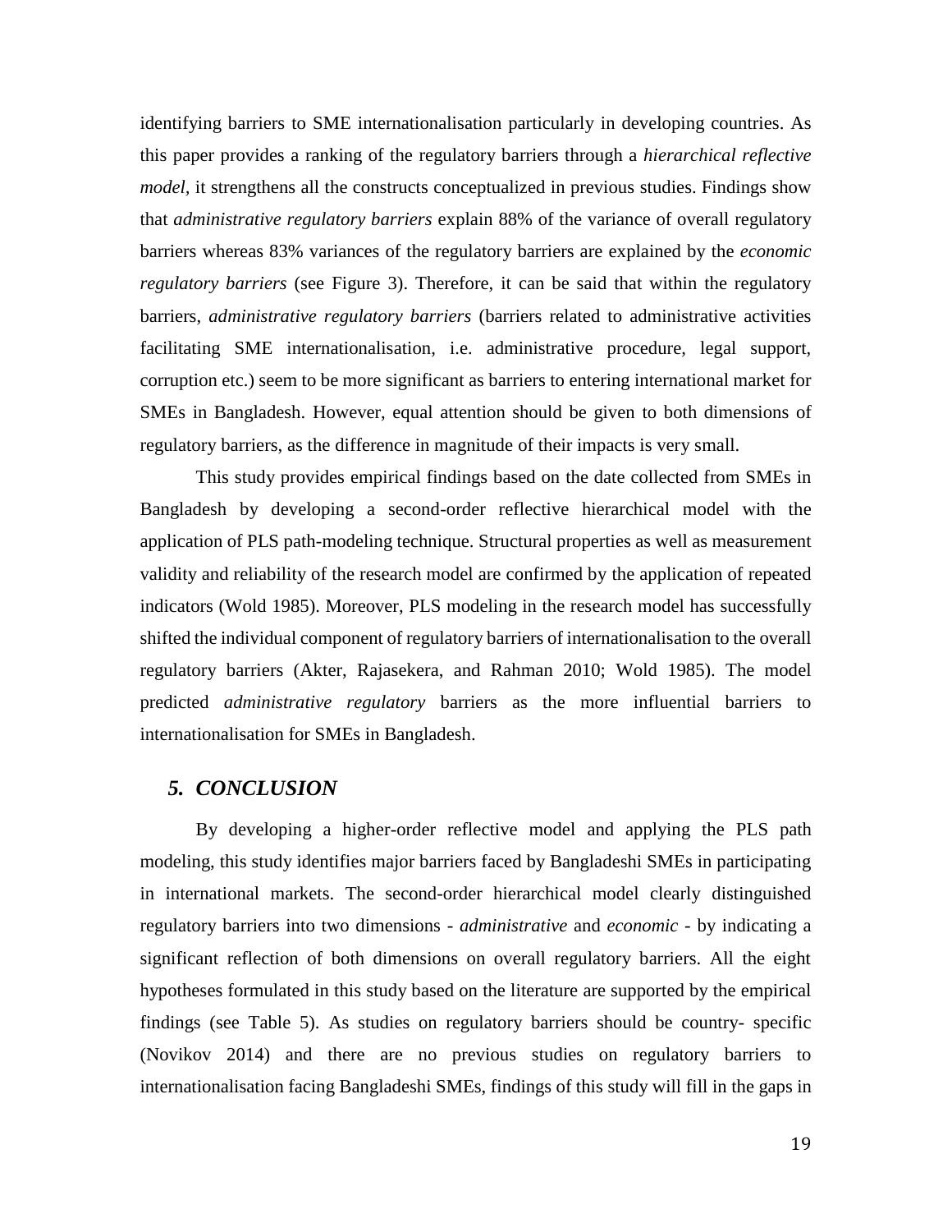identifying barriers to SME internationalisation particularly in developing countries. As this paper provides a ranking of the regulatory barriers through a *hierarchical reflective model*, it strengthens all the constructs conceptualized in previous studies. Findings show that *administrative regulatory barriers* explain 88% of the variance of overall regulatory barriers whereas 83% variances of the regulatory barriers are explained by the *economic regulatory barriers* (see Figure 3). Therefore, it can be said that within the regulatory barriers, *administrative regulatory barriers* (barriers related to administrative activities facilitating SME internationalisation, i.e. administrative procedure, legal support, corruption etc.) seem to be more significant as barriers to entering international market for SMEs in Bangladesh. However, equal attention should be given to both dimensions of regulatory barriers, as the difference in magnitude of their impacts is very small.

This study provides empirical findings based on the date collected from SMEs in Bangladesh by developing a second-order reflective hierarchical model with the application of PLS path-modeling technique. Structural properties as well as measurement validity and reliability of the research model are confirmed by the application of repeated indicators (Wold 1985). Moreover, PLS modeling in the research model has successfully shifted the individual component of regulatory barriers of internationalisation to the overall regulatory barriers (Akter, Rajasekera, and Rahman 2010; Wold 1985). The model predicted *administrative regulatory* barriers as the more influential barriers to internationalisation for SMEs in Bangladesh.

## *5. CONCLUSION*

By developing a higher-order reflective model and applying the PLS path modeling, this study identifies major barriers faced by Bangladeshi SMEs in participating in international markets. The second-order hierarchical model clearly distinguished regulatory barriers into two dimensions - *administrative* and *economic* - by indicating a significant reflection of both dimensions on overall regulatory barriers. All the eight hypotheses formulated in this study based on the literature are supported by the empirical findings (see Table 5). As studies on regulatory barriers should be country- specific (Novikov 2014) and there are no previous studies on regulatory barriers to internationalisation facing Bangladeshi SMEs, findings of this study will fill in the gaps in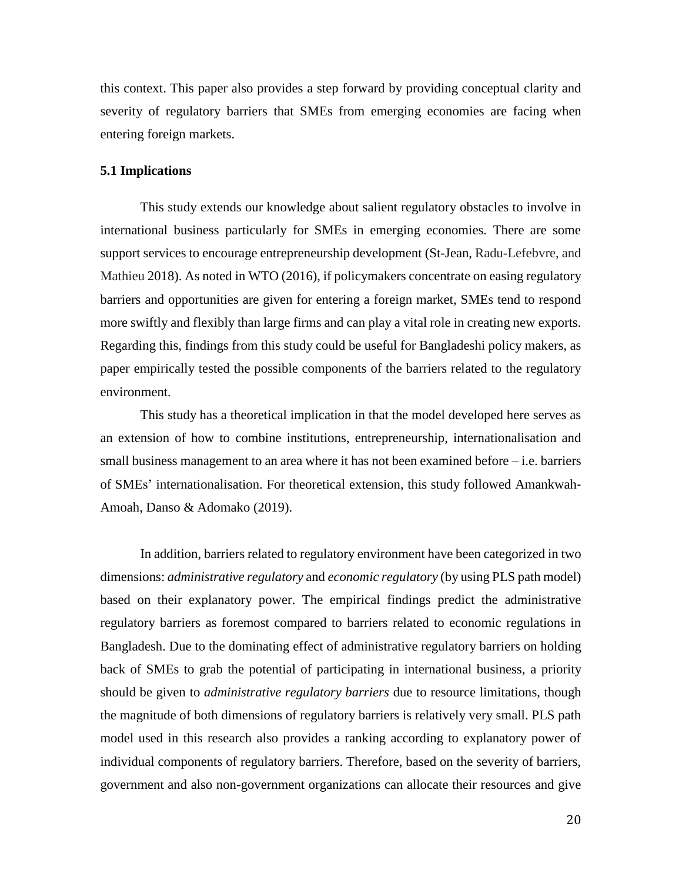this context. This paper also provides a step forward by providing conceptual clarity and severity of regulatory barriers that SMEs from emerging economies are facing when entering foreign markets.

### 5.1 Implications

This study extends our knowledge about salient regulatory obstacles to involve in international business particularly for SMEs in emerging economies. There are some support services to encourage entrepreneurship development (St-Jean, Radu-Lefebvre, and Mathieu 2018). As noted in WTO (2016), if policymakers concentrate on easing regulatory barriers and opportunities are given for entering a foreign market, SMEs tend to respond more swiftly and flexibly than large firms and can play a vital role in creating new exports. Regarding this, findings from this study could be useful for Bangladeshi policy makers, as paper empirically tested the possible components of the barriers related to the regulatory environment.

This study has a theoretical implication in that the model developed here serves as an extension of how to combine institutions, entrepreneurship, internationalisation and small business management to an area where it has not been examined before – i.e. barriers of SMEs' internationalisation. For theoretical extension, this study followed Amankwah-Amoah, Danso & Adomako (2019).

In addition, barriers related to regulatory environment have been categorized in two dimensions: *administrative regulatory* and *economic regulatory* (by using PLS path model) based on their explanatory power. The empirical findings predict the administrative regulatory barriers as foremost compared to barriers related to economic regulations in Bangladesh. Due to the dominating effect of administrative regulatory barriers on holding back of SMEs to grab the potential of participating in international business, a priority should be given to *administrative regulatory barriers* due to resource limitations, though the magnitude of both dimensions of regulatory barriers is relatively very small. PLS path model used in this research also provides a ranking according to explanatory power of individual components of regulatory barriers. Therefore, based on the severity of barriers, government and also non-government organizations can allocate their resources and give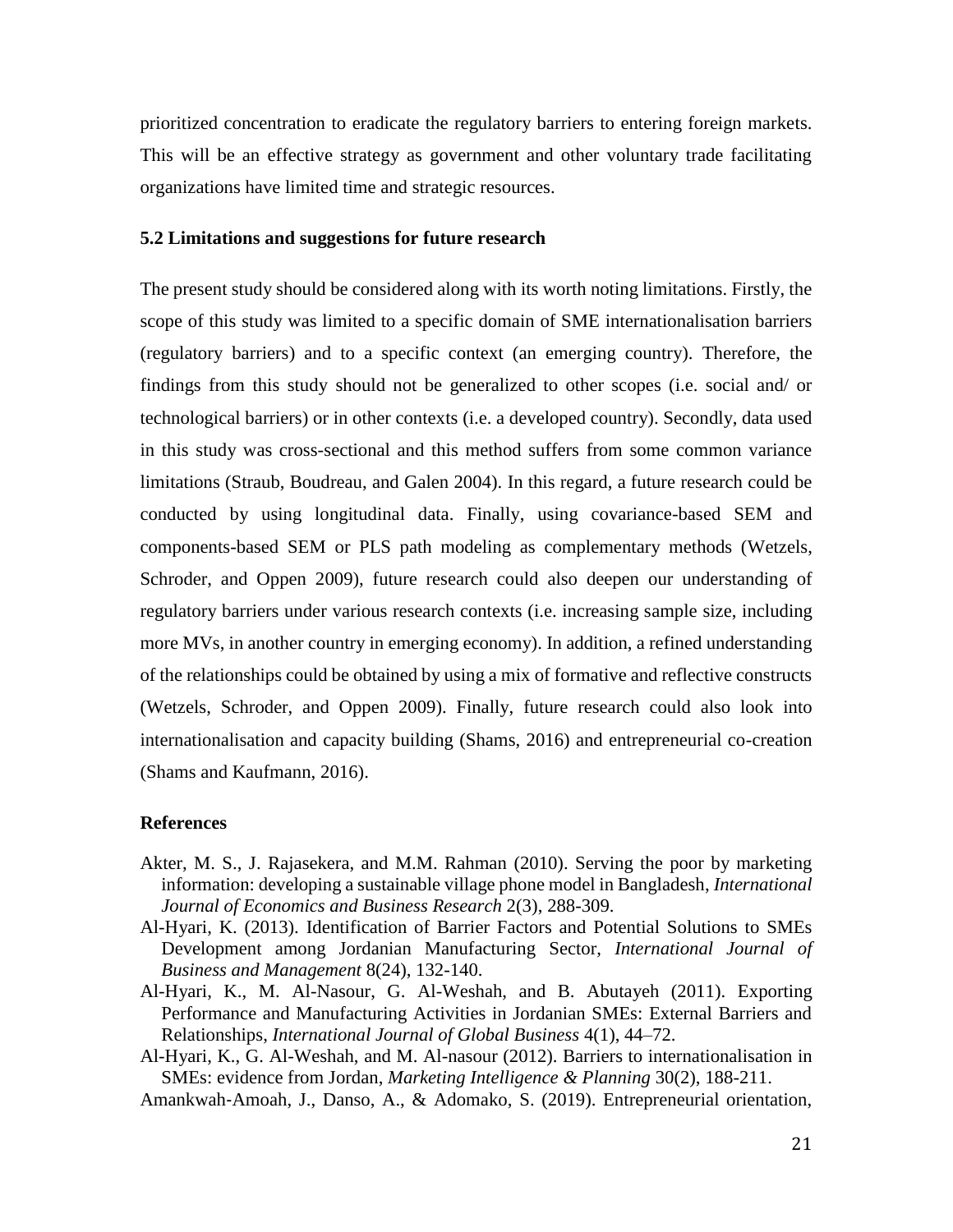prioritized concentration to eradicate the regulatory barriers to entering foreign markets. This will be an effective strategy as government and other voluntary trade facilitating organizations have limited time and strategic resources.

### 5.2 Limitations and suggestions for future research

The present study should be considered along with its worth noting limitations. Firstly, the scope of this study was limited to a specific domain of SME internationalisation barriers (regulatory barriers) and to a specific context (an emerging country). Therefore, the findings from this study should not be generalized to other scopes (i.e. social and/ or technological barriers) or in other contexts (i.e. a developed country). Secondly, data used in this study was cross-sectional and this method suffers from some common variance limitations (Straub, Boudreau, and Galen 2004). In this regard, a future research could be conducted by using longitudinal data. Finally, using covariance-based SEM and components-based SEM or PLS path modeling as complementary methods (Wetzels, Schroder, and Oppen 2009), future research could also deepen our understanding of regulatory barriers under various research contexts (i.e. increasing sample size, including more MVs, in another country in emerging economy). In addition, a refined understanding of the relationships could be obtained by using a mix of formative and reflective constructs (Wetzels, Schroder, and Oppen 2009). Finally, future research could also look into internationalisation and capacity building (Shams, 2016) and entrepreneurial co-creation (Shams and Kaufmann, 2016).

### References

Akter, M. S., J. Rajasekera, and M.M. Rahman (2010). Serving the poor by marketing information: developing a sustainable village phone model in Bangladesh, *International Journal of Economics and Business Research* 2(3), 288-309.

Al-Hyari, K. (2013). Identification of Barrier Factors and Potential Solutions to SMEs Development among Jordanian Manufacturing Sector, *International Journal of Business and Management* 8(24), 132-140.

Al-Hyari, K., M. Al-Nasour, G. Al-Weshah, and B. Abutayeh (2011). Exporting Performance and Manufacturing Activities in Jordanian SMEs: External Barriers and Relationships, *International Journal of Global Business* 4(1), 44–72.

Al-Hyari, K., G. Al-Weshah, and M. Al-nasour (2012). Barriers to internationalisation in SMEs: evidence from Jordan, *Marketing Intelligence & Planning* 30(2), 188-211.

Amankwah-Amoah, J., Danso, A., & Adomako, S. (2019). Entrepreneurial orientation,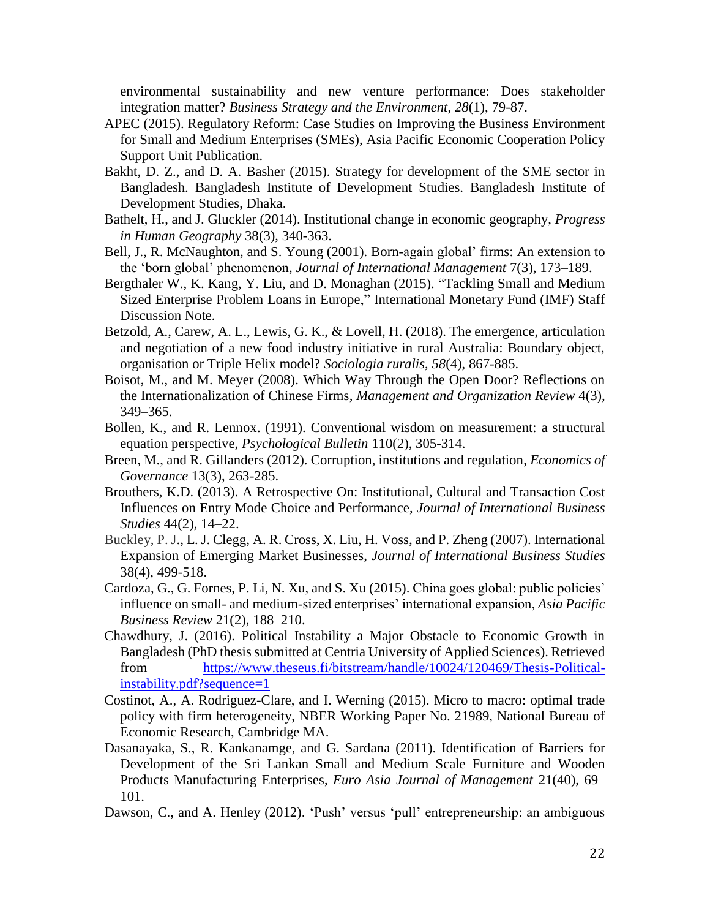environmental sustainability and new venture performance: Does stakeholder integration matter? *Business Strategy and the Environment*, *28*(1), 79-87.

APEC (2015). Regulatory Reform: Case Studies on Improving the Business Environment for Small and Medium Enterprises (SMEs), Asia Pacific Economic Cooperation Policy Support Unit Publication.

Bakht, D. Z., and D. A. Basher (2015). Strategy for development of the SME sector in Bangladesh. Bangladesh Institute of Development Studies. Bangladesh Institute of Development Studies, Dhaka.

Bathelt, H., and J. Gluckler (2014). Institutional change in economic geography, *Progress in Human Geography* 38(3), 340-363.

Bell, J., R. McNaughton, and S. Young (2001). Born-again global' firms: An extension to the 'born global' phenomenon, *Journal of International Management* 7(3), 173–189.

Bergthaler W., K. Kang, Y. Liu, and D. Monaghan (2015). "Tackling Small and Medium Sized Enterprise Problem Loans in Europe," International Monetary Fund (IMF) Staff Discussion Note.

Betzold, A., Carew, A. L., Lewis, G. K., & Lovell, H. (2018). The emergence, articulation and negotiation of a new food industry initiative in rural Australia: Boundary object, organisation or Triple Helix model? *Sociologia ruralis*, *58*(4), 867-885.

Boisot, M., and M. Meyer (2008). Which Way Through the Open Door? Reflections on the Internationalization of Chinese Firms, *Management and Organization Review* 4(3), 349–365.

Bollen, K., and R. Lennox. (1991). Conventional wisdom on measurement: a structural equation perspective, *Psychological Bulletin* 110(2), 305-314.

Breen, M., and R. Gillanders (2012). Corruption, institutions and regulation, *Economics of Governance* 13(3), 263-285.

Brouthers, K.D. (2013). A Retrospective On: Institutional, Cultural and Transaction Cost Influences on Entry Mode Choice and Performance, *Journal of International Business Studies* 44(2), 14–22.

Buckley, P. J., L. J. Clegg, A. R. Cross, X. Liu, H. Voss, and P. Zheng (2007). International Expansion of Emerging Market Businesses, *Journal of International Business Studies* 38(4), 499-518.

Cardoza, G., G. Fornes, P. Li, N. Xu, and S. Xu (2015). China goes global: public policies' influence on small- and medium-sized enterprises' international expansion, *Asia Pacific Business Review* 21(2), 188–210.

Chawdhury, J. (2016). Political Instability a Major Obstacle to Economic Growth in Bangladesh (PhD thesis submitted at Centria University of Applied Sciences). Retrieved from https://www.theseus.fi/bitstream/handle/10024/120469/Thesis-Political-instability.pdf?sequence=1

Costinot, A., A. Rodriguez-Clare, and I. Werning (2015). Micro to macro: optimal trade policy with firm heterogeneity, NBER Working Paper No. 21989, National Bureau of Economic Research, Cambridge MA.

Dasanayaka, S., R. Kankanamge, and G. Sardana (2011). Identification of Barriers for Development of the Sri Lankan Small and Medium Scale Furniture and Wooden Products Manufacturing Enterprises, *Euro Asia Journal of Management* 21(40), 69–101.

Dawson, C., and A. Henley (2012). 'Push' versus 'pull' entrepreneurship: an ambiguous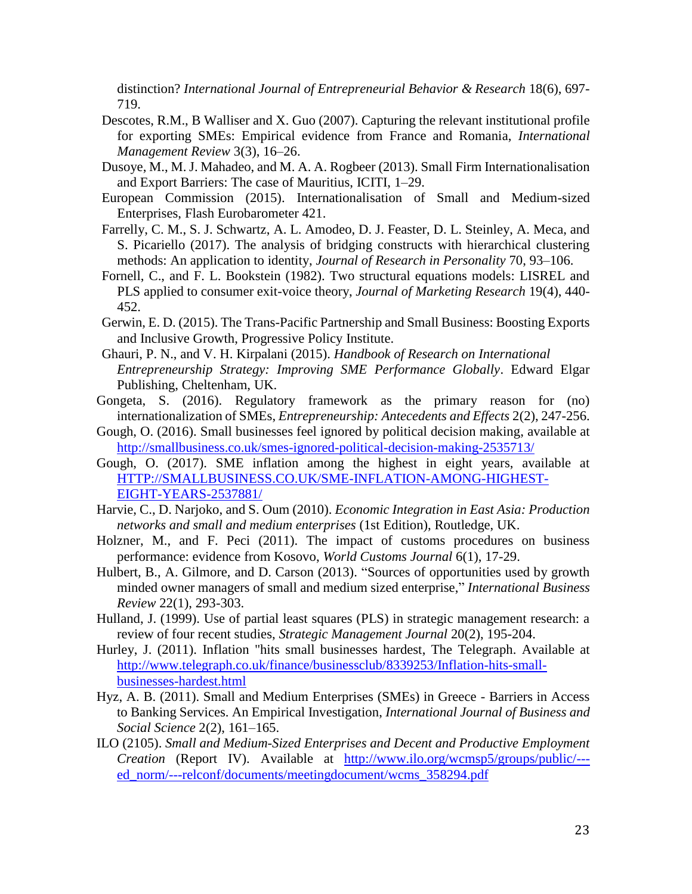distinction? *International Journal of Entrepreneurial Behavior & Research* 18(6), 697-719.

Descotes, R.M., B Walliser and X. Guo (2007). Capturing the relevant institutional profile for exporting SMEs: Empirical evidence from France and Romania, *International Management Review* 3(3), 16–26.

Dusoye, M., M. J. Mahadeo, and M. A. A. Rogbeer (2013). Small Firm Internationalisation and Export Barriers: The case of Mauritius, ICITI, 1–29.

European Commission (2015). Internationalisation of Small and Medium-sized Enterprises, Flash Eurobarometer 421.

Farrelly, C. M., S. J. Schwartz, A. L. Amodeo, D. J. Feaster, D. L. Steinley, A. Meca, and S. Picariello (2017). The analysis of bridging constructs with hierarchical clustering methods: An application to identity, *Journal of Research in Personality* 70, 93–106.

Fornell, C., and F. L. Bookstein (1982). Two structural equations models: LISREL and PLS applied to consumer exit-voice theory, *Journal of Marketing Research* 19(4), 440-452.

Gerwin, E. D. (2015). The Trans-Pacific Partnership and Small Business: Boosting Exports and Inclusive Growth, Progressive Policy Institute.

Ghauri, P. N., and V. H. Kirpalani (2015). *Handbook of Research on International Entrepreneurship Strategy: Improving SME Performance Globally*. Edward Elgar Publishing, Cheltenham, UK.

Gongeta, S. (2016). Regulatory framework as the primary reason for (no) internationalization of SMEs, *Entrepreneurship: Antecedents and Effects* 2(2), 247-256.

Gough, O. (2016). Small businesses feel ignored by political decision making, available at http://smallbusiness.co.uk/smes-ignored-political-decision-making-2535713/

Gough, O. (2017). SME inflation among the highest in eight years, available at HTTP://SMALLBUSINESS.CO.UK/SME-INFLATION-AMONG-HIGHEST-EIGHT-YEARS-2537881/

Harvie, C., D. Narjoko, and S. Oum (2010). *Economic Integration in East Asia: Production networks and small and medium enterprises* (1st Edition), Routledge, UK.

Holzner, M., and F. Peci (2011). The impact of customs procedures on business performance: evidence from Kosovo, *World Customs Journal* 6(1), 17-29.

Hulbert, B., A. Gilmore, and D. Carson (2013). "Sources of opportunities used by growth minded owner managers of small and medium sized enterprise," *International Business Review* 22(1), 293-303.

Hulland, J. (1999). Use of partial least squares (PLS) in strategic management research: a review of four recent studies, *Strategic Management Journal* 20(2), 195-204.

Hurley, J. (2011). Inflation "hits small businesses hardest, The Telegraph. Available at http://www.telegraph.co.uk/finance/businessclub/8339253/Inflation-hits-small-businesses-hardest.html

Hyz, A. B. (2011). Small and Medium Enterprises (SMEs) in Greece - Barriers in Access to Banking Services. An Empirical Investigation, *International Journal of Business and Social Science* 2(2), 161–165.

ILO (2105). *Small and Medium-Sized Enterprises and Decent and Productive Employment Creation* (Report IV). Available at http://www.ilo.org/wcmsp5/groups/public/---ed_norm/---relconf/documents/meetingdocument/wcms_358294.pdf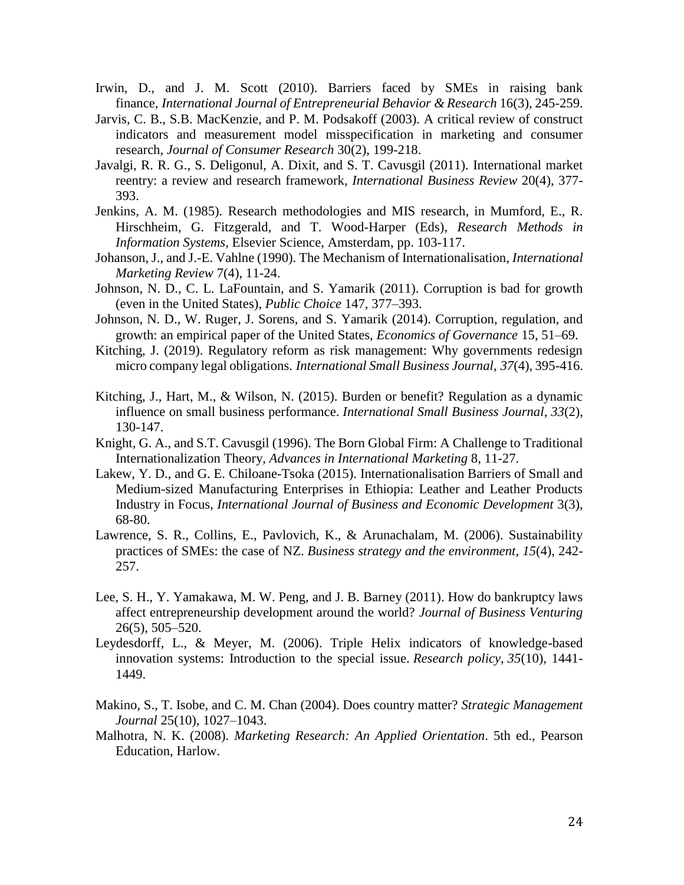Irwin, D., and J. M. Scott (2010). Barriers faced by SMEs in raising bank finance, *International Journal of Entrepreneurial Behavior & Research* 16(3), 245-259.

Jarvis, C. B., S.B. MacKenzie, and P. M. Podsakoff (2003). A critical review of construct indicators and measurement model misspecification in marketing and consumer research, *Journal of Consumer Research* 30(2), 199-218.

Javalgi, R. R. G., S. Deligonul, A. Dixit, and S. T. Cavusgil (2011). International market reentry: a review and research framework, *International Business Review* 20(4), 377-393.

Jenkins, A. M. (1985). Research methodologies and MIS research, in Mumford, E., R. Hirschheim, G. Fitzgerald, and T. Wood-Harper (Eds), *Research Methods in Information Systems*, Elsevier Science, Amsterdam, pp. 103-117.

Johanson, J., and J.-E. Vahlne (1990). The Mechanism of Internationalisation, *International Marketing Review* 7(4), 11-24.

Johnson, N. D., C. L. LaFountain, and S. Yamarik (2011). Corruption is bad for growth (even in the United States), *Public Choice* 147, 377–393.

Johnson, N. D., W. Ruger, J. Sorens, and S. Yamarik (2014). Corruption, regulation, and growth: an empirical paper of the United States, *Economics of Governance* 15, 51–69.

Kitching, J. (2019). Regulatory reform as risk management: Why governments redesign micro company legal obligations. *International Small Business Journal*, *37*(4), 395-416.

Kitching, J., Hart, M., & Wilson, N. (2015). Burden or benefit? Regulation as a dynamic influence on small business performance. *International Small Business Journal*, *33*(2), 130-147.

Knight, G. A., and S.T. Cavusgil (1996). The Born Global Firm: A Challenge to Traditional Internationalization Theory, *Advances in International Marketing* 8, 11-27.

Lakew, Y. D., and G. E. Chiloane-Tsoka (2015). Internationalisation Barriers of Small and Medium-sized Manufacturing Enterprises in Ethiopia: Leather and Leather Products Industry in Focus, *International Journal of Business and Economic Development* 3(3), 68-80.

Lawrence, S. R., Collins, E., Pavlovich, K., & Arunachalam, M. (2006). Sustainability practices of SMEs: the case of NZ. *Business strategy and the environment*, *15*(4), 242-257.

Lee, S. H., Y. Yamakawa, M. W. Peng, and J. B. Barney (2011). How do bankruptcy laws affect entrepreneurship development around the world? *Journal of Business Venturing* 26(5), 505–520.

Leydesdorff, L., & Meyer, M. (2006). Triple Helix indicators of knowledge-based innovation systems: Introduction to the special issue. *Research policy*, *35*(10), 1441-1449.

Makino, S., T. Isobe, and C. M. Chan (2004). Does country matter? *Strategic Management Journal* 25(10), 1027–1043.

Malhotra, N. K. (2008). *Marketing Research: An Applied Orientation*. 5th ed., Pearson Education, Harlow.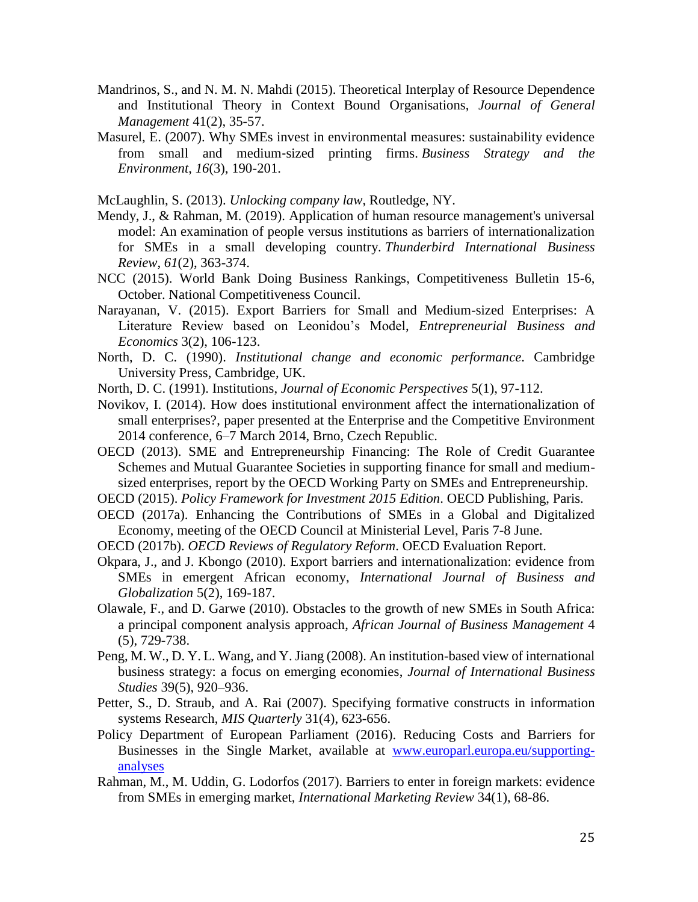Mandrinos, S., and N. M. N. Mahdi (2015). Theoretical Interplay of Resource Dependence and Institutional Theory in Context Bound Organisations, *Journal of General Management* 41(2), 35-57.

Masurel, E. (2007). Why SMEs invest in environmental measures: sustainability evidence from small and medium‐sized printing firms. *Business Strategy and the Environment*, *16*(3), 190-201.

McLaughlin, S. (2013). *Unlocking company law*, Routledge, NY.

Mendy, J., & Rahman, M. (2019). Application of human resource management's universal model: An examination of people versus institutions as barriers of internationalization for SMEs in a small developing country. *Thunderbird International Business Review*, *61*(2), 363-374.

NCC (2015). World Bank Doing Business Rankings, Competitiveness Bulletin 15-6, October. National Competitiveness Council.

Narayanan, V. (2015). Export Barriers for Small and Medium-sized Enterprises: A Literature Review based on Leonidou's Model, *Entrepreneurial Business and Economics* 3(2), 106-123.

North, D. C. (1990). *Institutional change and economic performance*. Cambridge University Press, Cambridge, UK.

North, D. C. (1991). Institutions, *Journal of Economic Perspectives* 5(1), 97-112.

Novikov, I. (2014). How does institutional environment affect the internationalization of small enterprises?, paper presented at the Enterprise and the Competitive Environment 2014 conference, 6–7 March 2014, Brno, Czech Republic.

OECD (2013). SME and Entrepreneurship Financing: The Role of Credit Guarantee Schemes and Mutual Guarantee Societies in supporting finance for small and medium-sized enterprises, report by the OECD Working Party on SMEs and Entrepreneurship.

OECD (2015). *Policy Framework for Investment 2015 Edition*. OECD Publishing, Paris.

OECD (2017a). Enhancing the Contributions of SMEs in a Global and Digitalized Economy, meeting of the OECD Council at Ministerial Level, Paris 7-8 June.

OECD (2017b). *OECD Reviews of Regulatory Reform*. OECD Evaluation Report.

Okpara, J., and J. Kbongo (2010). Export barriers and internationalization: evidence from SMEs in emergent African economy, *International Journal of Business and Globalization* 5(2), 169-187.

Olawale, F., and D. Garwe (2010). Obstacles to the growth of new SMEs in South Africa: a principal component analysis approach, *African Journal of Business Management* 4 (5), 729-738.

Peng, M. W., D. Y. L. Wang, and Y. Jiang (2008). An institution-based view of international business strategy: a focus on emerging economies, *Journal of International Business Studies* 39(5), 920–936.

Petter, S., D. Straub, and A. Rai (2007). Specifying formative constructs in information systems Research, *MIS Quarterly* 31(4), 623-656.

Policy Department of European Parliament (2016). Reducing Costs and Barriers for Businesses in the Single Market, available at [www.europarl.europa.eu/supporting-analyses](www.europarl.europa.eu/supporting-analyses)

Rahman, M., M. Uddin, G. Lodorfos (2017). Barriers to enter in foreign markets: evidence from SMEs in emerging market, *International Marketing Review* 34(1), 68-86.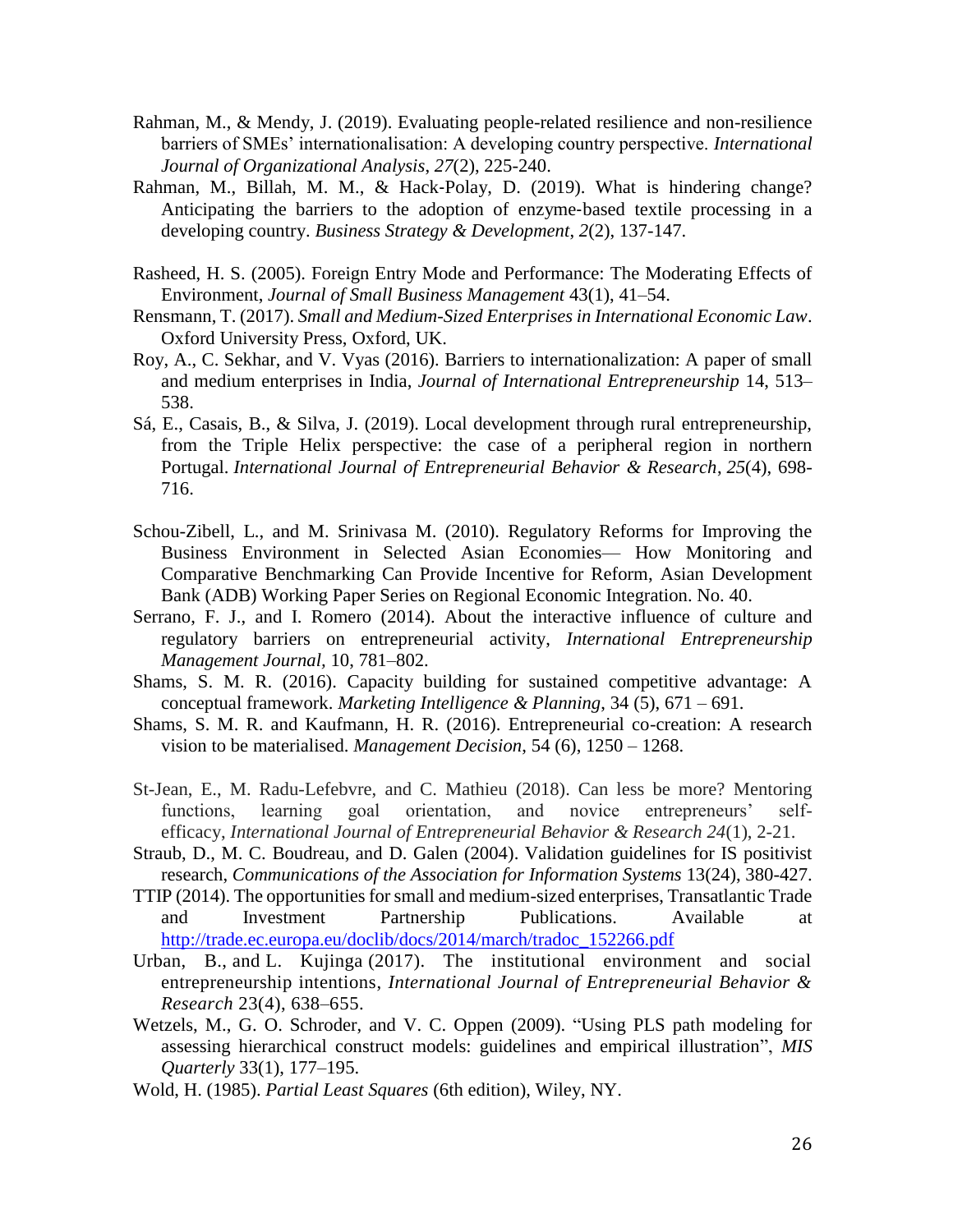Rahman, M., & Mendy, J. (2019). Evaluating people-related resilience and non-resilience barriers of SMEs' internationalisation: A developing country perspective. *International Journal of Organizational Analysis*, *27*(2), 225-240.

Rahman, M., Billah, M. M., & Hack-Polay, D. (2019). What is hindering change? Anticipating the barriers to the adoption of enzyme-based textile processing in a developing country. *Business Strategy & Development*, *2*(2), 137-147.

Rasheed, H. S. (2005). Foreign Entry Mode and Performance: The Moderating Effects of Environment, *Journal of Small Business Management* 43(1), 41–54.

Rensmann, T. (2017). *Small and Medium-Sized Enterprises in International Economic Law*. Oxford University Press, Oxford, UK.

Roy, A., C. Sekhar, and V. Vyas (2016). Barriers to internationalization: A paper of small and medium enterprises in India, *Journal of International Entrepreneurship* 14, 513–538.

Sá, E., Casais, B., & Silva, J. (2019). Local development through rural entrepreneurship, from the Triple Helix perspective: the case of a peripheral region in northern Portugal. *International Journal of Entrepreneurial Behavior & Research*, *25*(4), 698-716.

Schou-Zibell, L., and M. Srinivasa M. (2010). Regulatory Reforms for Improving the Business Environment in Selected Asian Economies— How Monitoring and Comparative Benchmarking Can Provide Incentive for Reform, Asian Development Bank (ADB) Working Paper Series on Regional Economic Integration. No. 40.

Serrano, F. J., and I. Romero (2014). About the interactive influence of culture and regulatory barriers on entrepreneurial activity, *International Entrepreneurship Management Journal*, 10, 781–802.

Shams, S. M. R. (2016). Capacity building for sustained competitive advantage: A conceptual framework. *Marketing Intelligence & Planning*, 34 (5), 671 – 691.

Shams, S. M. R. and Kaufmann, H. R. (2016). Entrepreneurial co-creation: A research vision to be materialised. *Management Decision*, 54 (6), 1250 – 1268.

St-Jean, E., M. Radu-Lefebvre, and C. Mathieu (2018). Can less be more? Mentoring functions, learning goal orientation, and novice entrepreneurs' self-efficacy, *International Journal of Entrepreneurial Behavior & Research 24*(1), 2-21.

Straub, D., M. C. Boudreau, and D. Galen (2004). Validation guidelines for IS positivist research, *Communications of the Association for Information Systems* 13(24), 380-427.

TTIP (2014). The opportunities for small and medium-sized enterprises, Transatlantic Trade and Investment Partnership Publications. Available at http://trade.ec.europa.eu/doclib/docs/2014/march/tradoc_152266.pdf

Urban, B., and L. Kujinga (2017). The institutional environment and social entrepreneurship intentions, *International Journal of Entrepreneurial Behavior & Research* 23(4), 638–655.

Wetzels, M., G. O. Schroder, and V. C. Oppen (2009). "Using PLS path modeling for assessing hierarchical construct models: guidelines and empirical illustration", *MIS Quarterly* 33(1), 177–195.

Wold, H. (1985). *Partial Least Squares* (6th edition), Wiley, NY.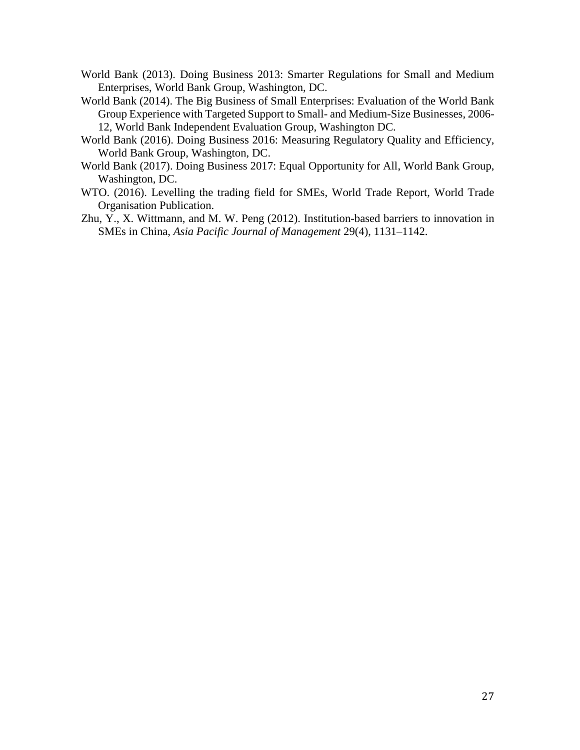World Bank (2013). Doing Business 2013: Smarter Regulations for Small and Medium Enterprises, World Bank Group, Washington, DC.

World Bank (2014). The Big Business of Small Enterprises: Evaluation of the World Bank Group Experience with Targeted Support to Small- and Medium-Size Businesses, 2006-12, World Bank Independent Evaluation Group, Washington DC.

World Bank (2016). Doing Business 2016: Measuring Regulatory Quality and Efficiency, World Bank Group, Washington, DC.

World Bank (2017). Doing Business 2017: Equal Opportunity for All, World Bank Group, Washington, DC.

WTO. (2016). Levelling the trading field for SMEs, World Trade Report, World Trade Organisation Publication.

Zhu, Y., X. Wittmann, and M. W. Peng (2012). Institution-based barriers to innovation in SMEs in China, *Asia Pacific Journal of Management* 29(4), 1131–1142.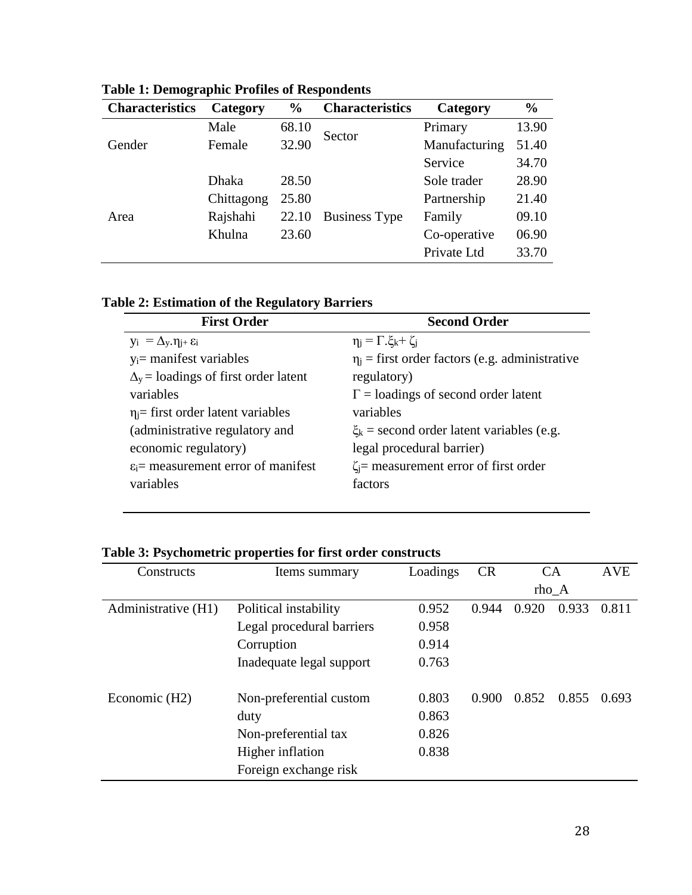**Table 1: Demographic Profiles of Respondents**

| Characteristics | Category | % | Characteristics | Category | % |
|---|---|---|---|---|---|
| Gender | Male | 68.10 | Sector | Primary | 13.90 |
| | Female | 32.90 | | Manufacturing | 51.40 |
| | | | | Service | 34.70 |
| Area | Dhaka | 28.50 | Business Type | Sole trader | 28.90 |
| | Chittagong | 25.80 | | Partnership | 21.40 |
| | Rajshahi | 22.10 | | Family | 09.10 |
| | Khulna | 23.60 | | Co-operative | 06.90 |
| | | | | Private Ltd | 33.70 |

**Table 2: Estimation of the Regulatory Barriers**

| First Order | Second Order |
|---|---|
| $y_i = \Delta_y.\eta_j + \varepsilon_i$ | $\eta_j = \Gamma.\xi_k + \zeta_j$ |
| $y_i$= manifest variables | $\eta_j$ = first order factors (e.g. administrative regulatory) |
| $\Delta_y$ = loadings of first order latent variables | $\Gamma$ = loadings of second order latent variables |
| $\eta_j$= first order latent variables (administrative regulatory and economic regulatory) | $\xi_k$ = second order latent variables (e.g. legal procedural barrier) |
| $\varepsilon_i$= measurement error of manifest variables | $\zeta_j$= measurement error of first order factors |

**Table 3: Psychometric properties for first order constructs**

| Constructs | Items summary | Loadings | CR | CA | rho_A | AVE |
|---|---|---|---|---|---|---|
| Administrative (H1) | Political instability | 0.952 | 0.944 | 0.920 | 0.933 | 0.811 |
| | Legal procedural barriers | 0.958 | | | | |
| | Corruption | 0.914 | | | | |
| | Inadequate legal support | 0.763 | | | | |
| Economic (H2) | Non-preferential custom duty | 0.803 | 0.900 | 0.852 | 0.855 | 0.693 |
| | Non-preferential tax | 0.863 | | | | |
| | Higher inflation | 0.826 | | | | |
| | Foreign exchange risk | 0.838 | | | | |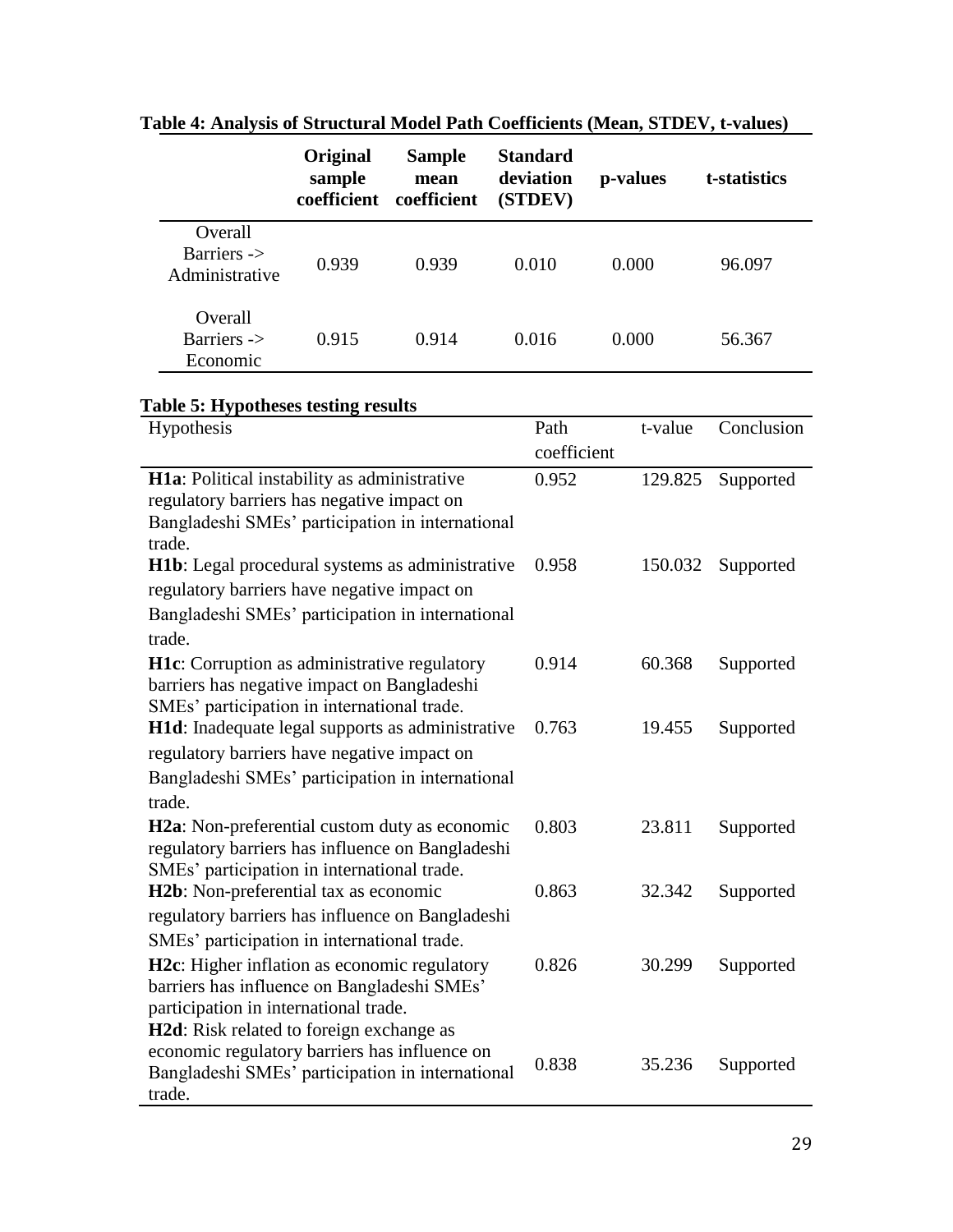**Table 4: Analysis of Structural Model Path Coefficients (Mean, STDEV, t-values)**

| | Original sample coefficient | Sample mean coefficient | Standard deviation (STDEV) | p-values | t-statistics |
|---|---|---|---|---|---|
| Overall Barriers -> Administrative | 0.939 | 0.939 | 0.010 | 0.000 | 96.097 |
| Overall Barriers -> Economic | 0.915 | 0.914 | 0.016 | 0.000 | 56.367 |

**Table 5: Hypotheses testing results**

| Hypothesis | Path coefficient | t-value | Conclusion |
|---|---|---|---|
| **H1a**: Political instability as administrative regulatory barriers has negative impact on Bangladeshi SMEs' participation in international trade. | 0.952 | 129.825 | Supported |
| **H1b**: Legal procedural systems as administrative regulatory barriers have negative impact on Bangladeshi SMEs' participation in international trade. | 0.958 | 150.032 | Supported |
| **H1c**: Corruption as administrative regulatory barriers has negative impact on Bangladeshi SMEs' participation in international trade. | 0.914 | 60.368 | Supported |
| **H1d**: Inadequate legal supports as administrative regulatory barriers have negative impact on Bangladeshi SMEs' participation in international trade. | 0.763 | 19.455 | Supported |
| **H2a**: Non-preferential custom duty as economic regulatory barriers has influence on Bangladeshi SMEs' participation in international trade. | 0.803 | 23.811 | Supported |
| **H2b**: Non-preferential tax as economic regulatory barriers has influence on Bangladeshi SMEs' participation in international trade. | 0.863 | 32.342 | Supported |
| **H2c**: Higher inflation as economic regulatory barriers has influence on Bangladeshi SMEs' participation in international trade. | 0.826 | 30.299 | Supported |
| **H2d**: Risk related to foreign exchange as economic regulatory barriers has influence on Bangladeshi SMEs' participation in international trade. | 0.838 | 35.236 | Supported |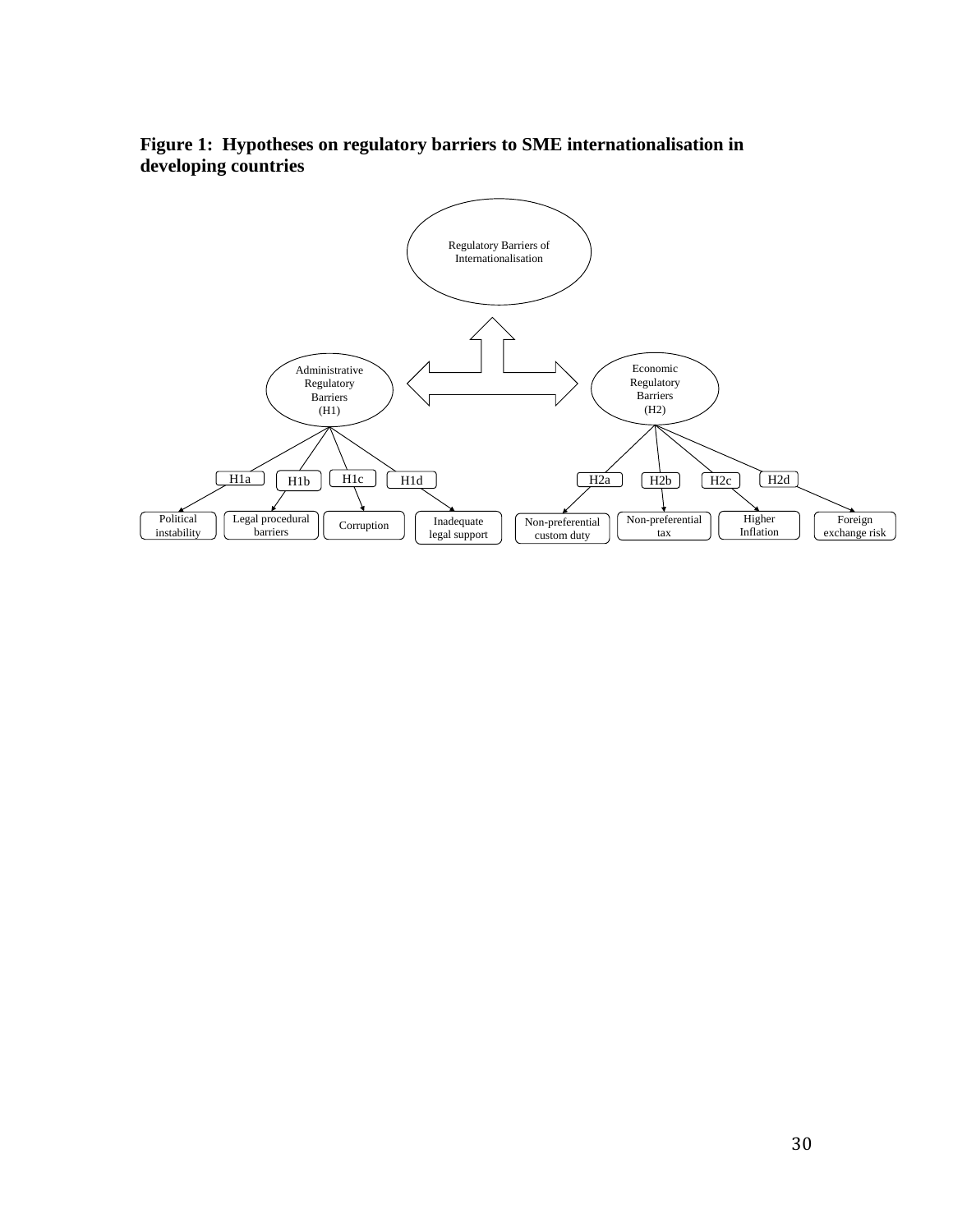**Figure 1: Hypotheses on regulatory barriers to SME internationalisation in developing countries**

Regulatory Barriers of Internationalisation

Administrative Regulatory Barriers (H1)

Economic Regulatory Barriers (H2)

H1a Political instability

H1b Legal procedural barriers

H1c Corruption

H1d Inadequate legal support

H2a Non-preferential custom duty

H2b Non-preferential tax

H2c Higher Inflation

H2d Foreign exchange risk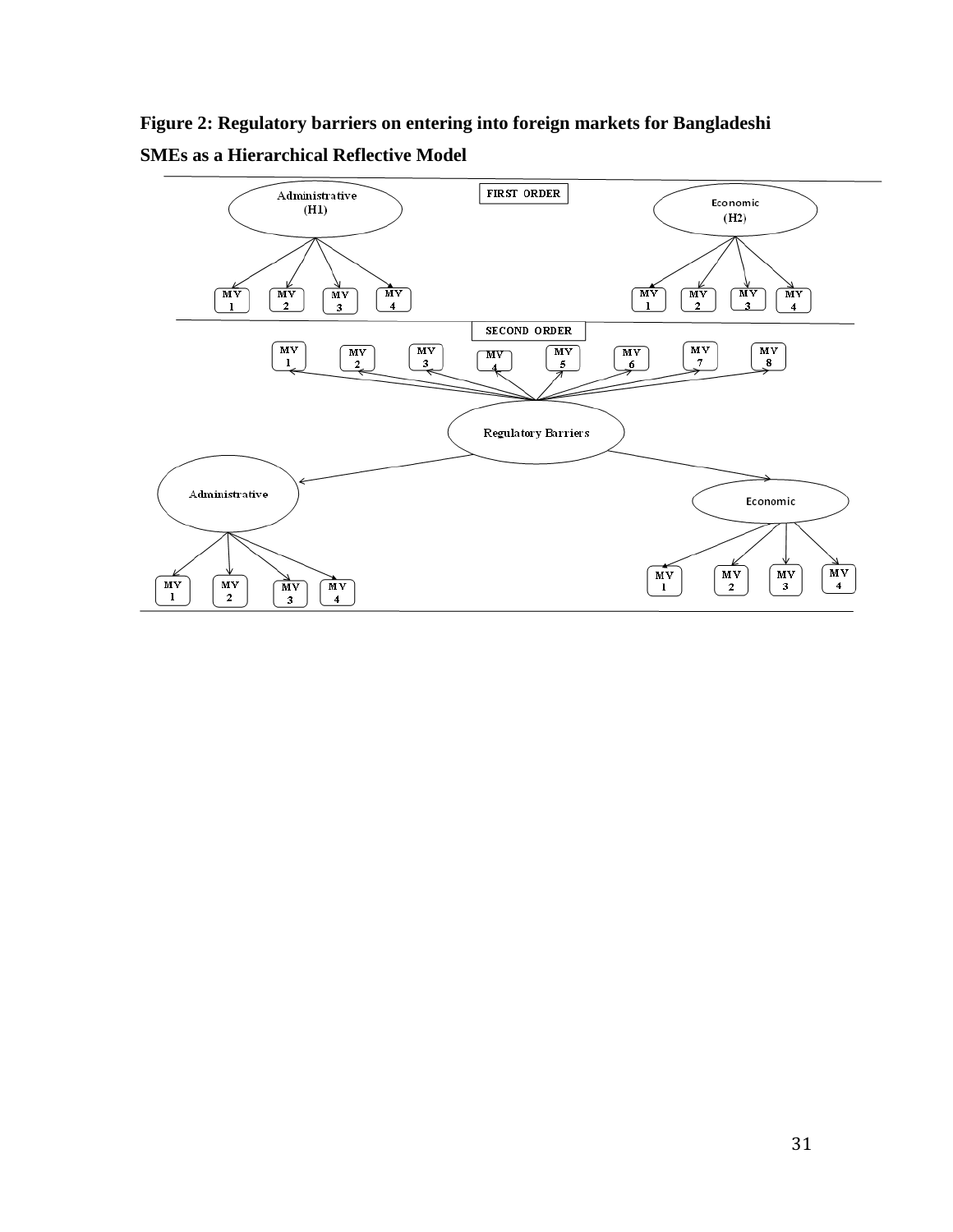**Figure 2: Regulatory barriers on entering into foreign markets for Bangladeshi SMEs as a Hierarchical Reflective Model**

FIRST ORDER

Administrative (H1)

MV 1 MV 2 MV 3 MV 4

Economic (H2)

MV 1 MV 2 MV 3 MV 4

SECOND ORDER

MV 1 MV 2 MV 3 MV 4 MV 5 MV 6 MV 7 MV 8

Regulatory Barriers

Administrative

MV 1 MV 2 MV 3 MV 4

Economic

MV 1 MV 2 MV 3 MV 4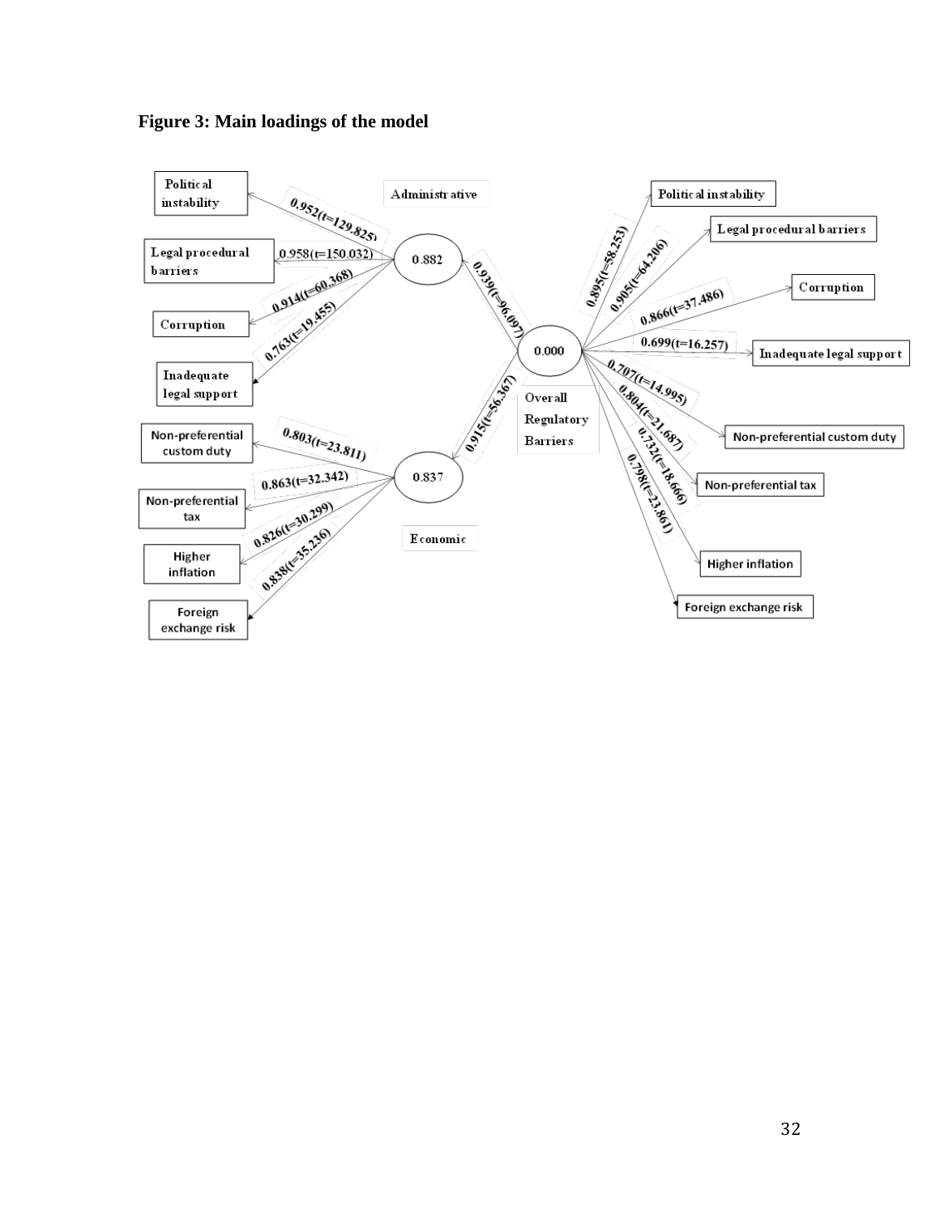**Figure 3: Main loadings of the model**

Administrative

0.882

Political instability

Legal procedural barriers

Corruption

Inadequate legal support

0.952(t=129.825)

0.958(t=150.032)

0.914(t=60.368)

0.763(t=19.455)

0.939(t=96.097)

0.000

Overall Regulatory Barriers

0.915(t=56.367)

Economic

0.837

Non-preferential custom duty

Non-preferential tax

Higher inflation

Foreign exchange risk

0.803(t=23.811)

0.863(t=32.342)

0.826(t=30.299)

0.838(t=35.236)

Political instability

Legal procedural barriers

Corruption

Inadequate legal support

Non-preferential custom duty

Non-preferential tax

Higher inflation

Foreign exchange risk

0.895(t=58.253)

0.905(t=64.206)

0.866(t=37.486)

0.699(t=16.257)

0.707(t=14.995)

0.804(t=21.687)

0.732(t=18.666)

0.798(t=23.861)